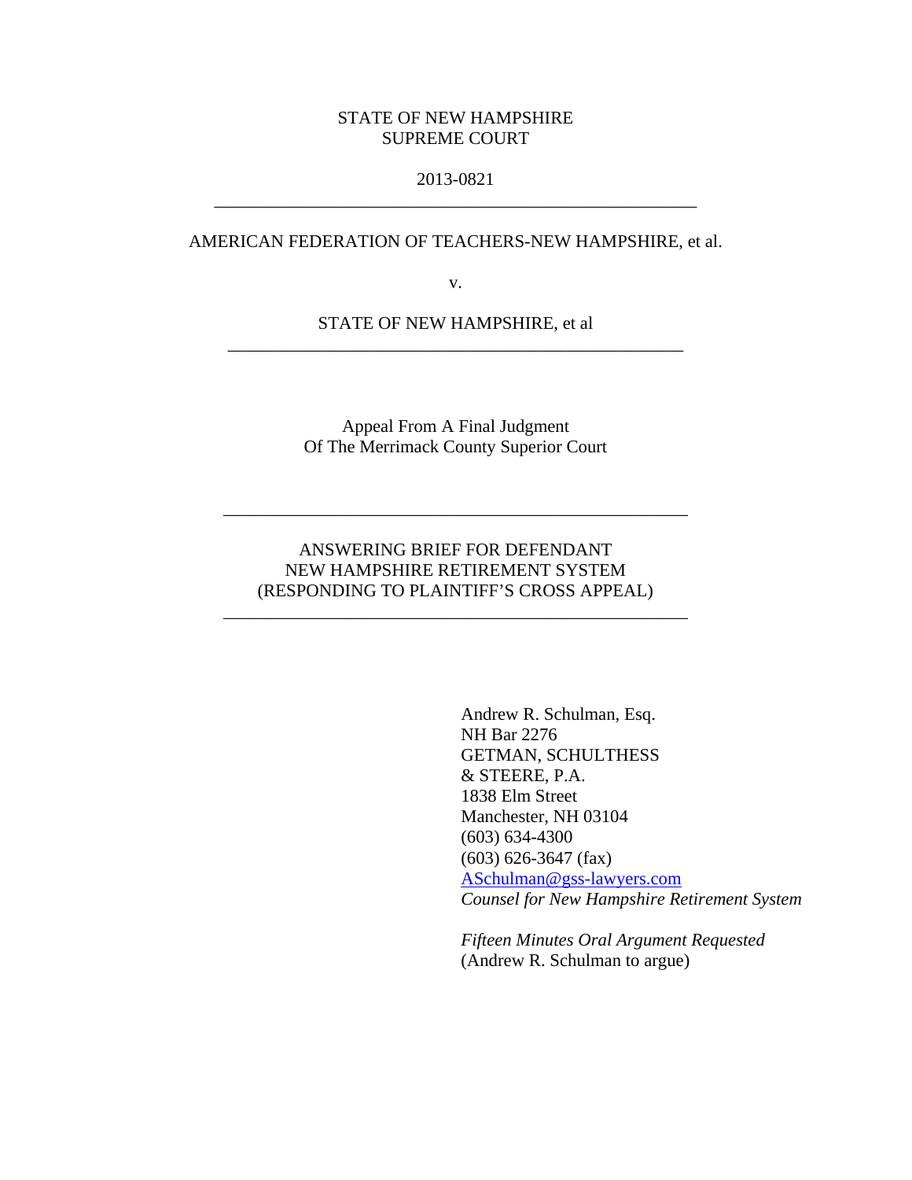STATE OF NEW HAMPSHIRE
SUPREME COURT

2013-0821

---

AMERICAN FEDERATION OF TEACHERS-NEW HAMPSHIRE, et al.

v.

STATE OF NEW HAMPSHIRE, et al

---

Appeal From A Final Judgment
Of The Merrimack County Superior Court

---

ANSWERING BRIEF FOR DEFENDANT
NEW HAMPSHIRE RETIREMENT SYSTEM
(RESPONDING TO PLAINTIFF'S CROSS APPEAL)

---

Andrew R. Schulman, Esq.
NH Bar 2276
GETMAN, SCHULTHESS
& STEERE, P.A.
1838 Elm Street
Manchester, NH 03104
(603) 634-4300
(603) 626-3647 (fax)
ASchulman@gss-lawyers.com
*Counsel for New Hampshire Retirement System*

*Fifteen Minutes Oral Argument Requested*
(Andrew R. Schulman to argue)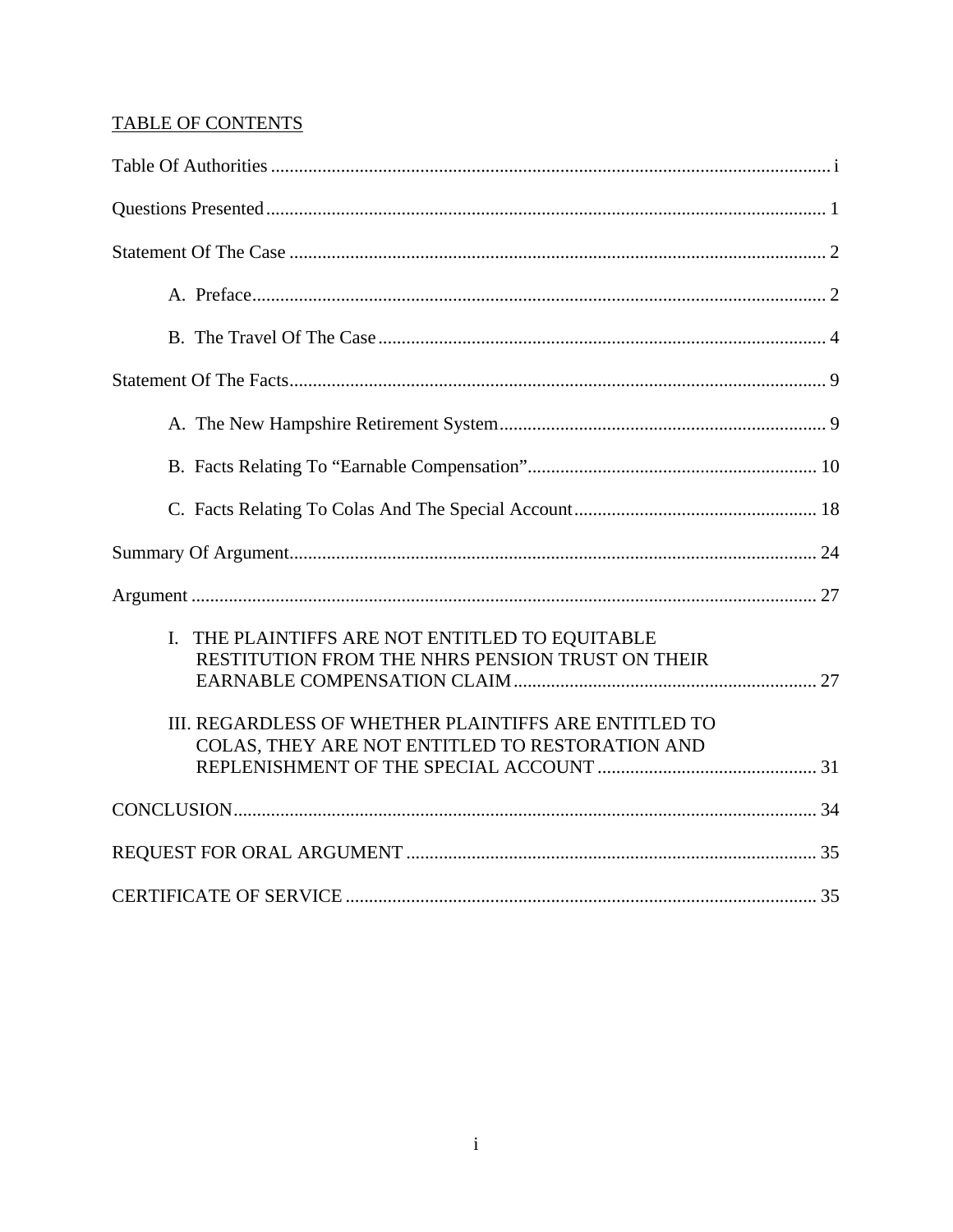TABLE OF CONTENTS

Table Of Authorities ........................................................................................................................ i

Questions Presented ....................................................................................................................... 1

Statement Of The Case .................................................................................................................. 2

A. Preface ........................................................................................................................... 2

B. The Travel Of The Case ................................................................................................ 4

Statement Of The Facts .................................................................................................................. 9

A. The New Hampshire Retirement System ...................................................................... 9

B. Facts Relating To "Earnable Compensation" .............................................................. 10

C. Facts Relating To Colas And The Special Account .................................................... 18

Summary Of Argument ................................................................................................................ 24

Argument ..................................................................................................................................... 27

I. THE PLAINTIFFS ARE NOT ENTITLED TO EQUITABLE RESTITUTION FROM THE NHRS PENSION TRUST ON THEIR EARNABLE COMPENSATION CLAIM ................................................................ 27

III. REGARDLESS OF WHETHER PLAINTIFFS ARE ENTITLED TO COLAS, THEY ARE NOT ENTITLED TO RESTORATION AND REPLENISHMENT OF THE SPECIAL ACCOUNT .............................................. 31

CONCLUSION ............................................................................................................................ 34

REQUEST FOR ORAL ARGUMENT ....................................................................................... 35

CERTIFICATE OF SERVICE .................................................................................................... 35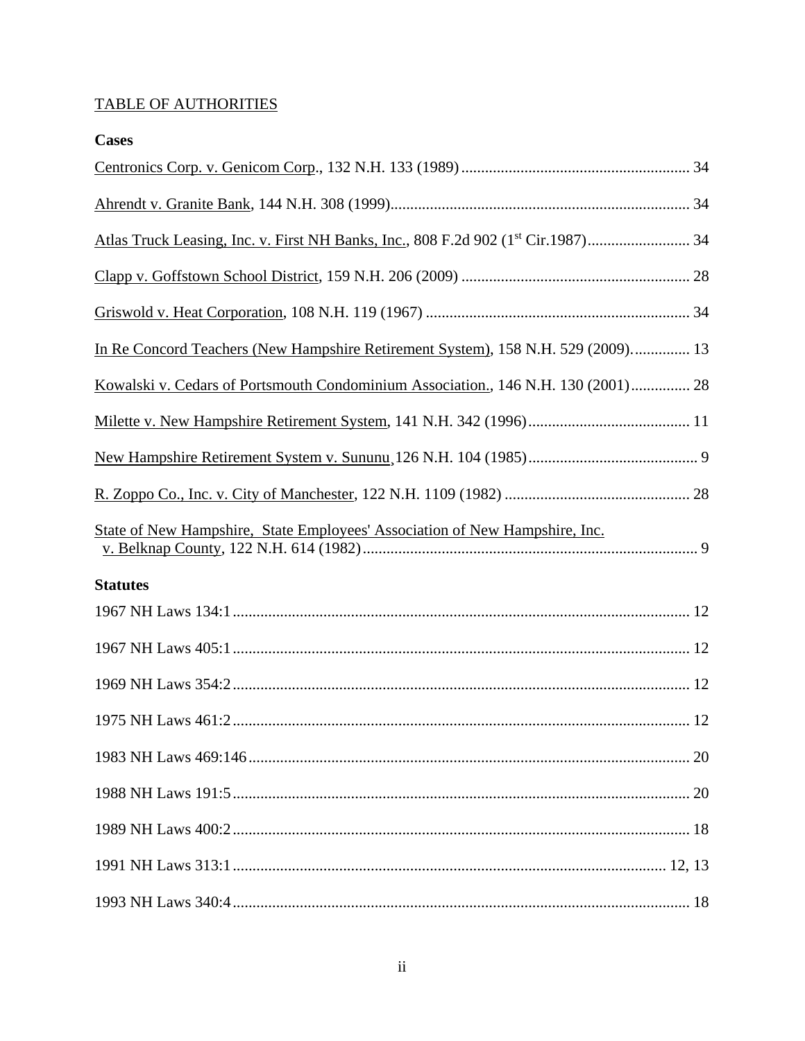TABLE OF AUTHORITIES

**Cases**

Centronics Corp. v. Genicom Corp., 132 N.H. 133 (1989) ........................................................ 34

Ahrendt v. Granite Bank, 144 N.H. 308 (1999)........................................................................... 34

Atlas Truck Leasing, Inc. v. First NH Banks, Inc., 808 F.2d 902 (1st Cir.1987).......................... 34

Clapp v. Goffstown School District, 159 N.H. 206 (2009) ......................................................... 28

Griswold v. Heat Corporation, 108 N.H. 119 (1967) .................................................................. 34

In Re Concord Teachers (New Hampshire Retirement System), 158 N.H. 529 (2009).............. 13

Kowalski v. Cedars of Portsmouth Condominium Association., 146 N.H. 130 (2001)............... 28

Milette v. New Hampshire Retirement System, 141 N.H. 342 (1996)......................................... 11

New Hampshire Retirement System v. Sununu, 126 N.H. 104 (1985)........................................... 9

R. Zoppo Co., Inc. v. City of Manchester, 122 N.H. 1109 (1982) ............................................... 28

State of New Hampshire, State Employees' Association of New Hampshire, Inc. v. Belknap County, 122 N.H. 614 (1982)..................................................................................... 9

**Statutes**

1967 NH Laws 134:1.................................................................................................................. 12

1967 NH Laws 405:1.................................................................................................................. 12

1969 NH Laws 354:2.................................................................................................................. 12

1975 NH Laws 461:2.................................................................................................................. 12

1983 NH Laws 469:146.............................................................................................................. 20

1988 NH Laws 191:5.................................................................................................................. 20

1989 NH Laws 400:2.................................................................................................................. 18

1991 NH Laws 313:1............................................................................................................ 12, 13

1993 NH Laws 340:4.................................................................................................................. 18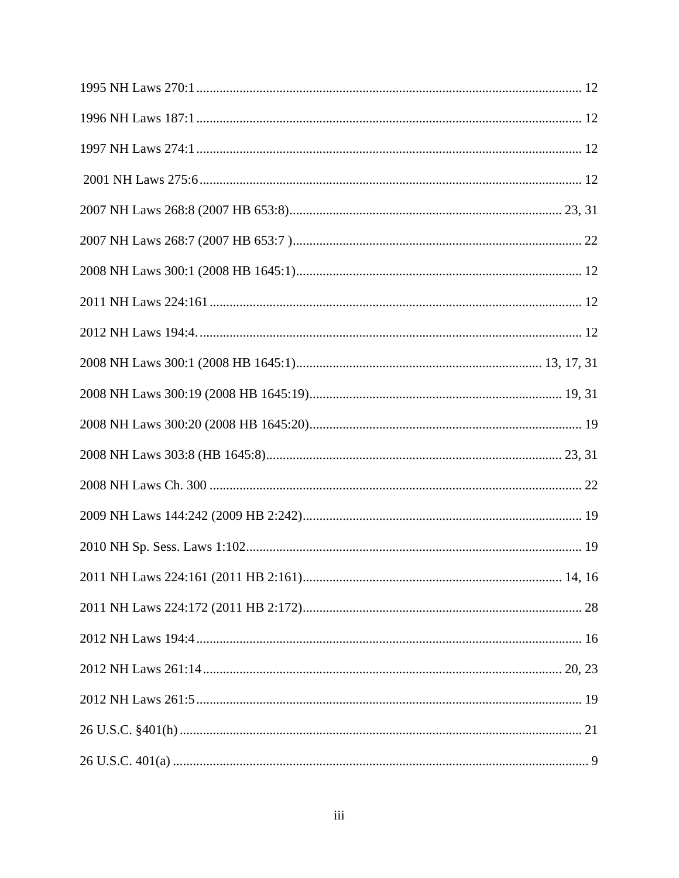1995 NH Laws 270:1 .................................................................................................................... 12

1996 NH Laws 187:1 .................................................................................................................... 12

1997 NH Laws 274:1 .................................................................................................................... 12

2001 NH Laws 275:6 .................................................................................................................... 12

2007 NH Laws 268:8 (2007 HB 653:8)................................................................................... 23, 31

2007 NH Laws 268:7 (2007 HB 653:7 ).......................................................................................... 22

2008 NH Laws 300:1 (2008 HB 1645:1)......................................................................................... 12

2011 NH Laws 224:161 ................................................................................................................ 12

2012 NH Laws 194:4. .................................................................................................................... 12

2008 NH Laws 300:1 (2008 HB 1645:1).......................................................................... 13, 17, 31

2008 NH Laws 300:19 (2008 HB 1645:19)............................................................................. 19, 31

2008 NH Laws 300:20 (2008 HB 1645:20)...................................................................................... 19

2008 NH Laws 303:8 (HB 1645:8).......................................................................................... 23, 31

2008 NH Laws Ch. 300 ................................................................................................................ 22

2009 NH Laws 144:242 (2009 HB 2:242)........................................................................................ 19

2010 NH Sp. Sess. Laws 1:102..................................................................................................... 19

2011 NH Laws 224:161 (2011 HB 2:161)................................................................................ 14, 16

2011 NH Laws 224:172 (2011 HB 2:172)........................................................................................ 28

2012 NH Laws 194:4 .................................................................................................................... 16

2012 NH Laws 261:14 ............................................................................................................ 20, 23

2012 NH Laws 261:5 .................................................................................................................... 19

26 U.S.C. §401(h) ........................................................................................................................ 21

26 U.S.C. 401(a) ............................................................................................................................ 9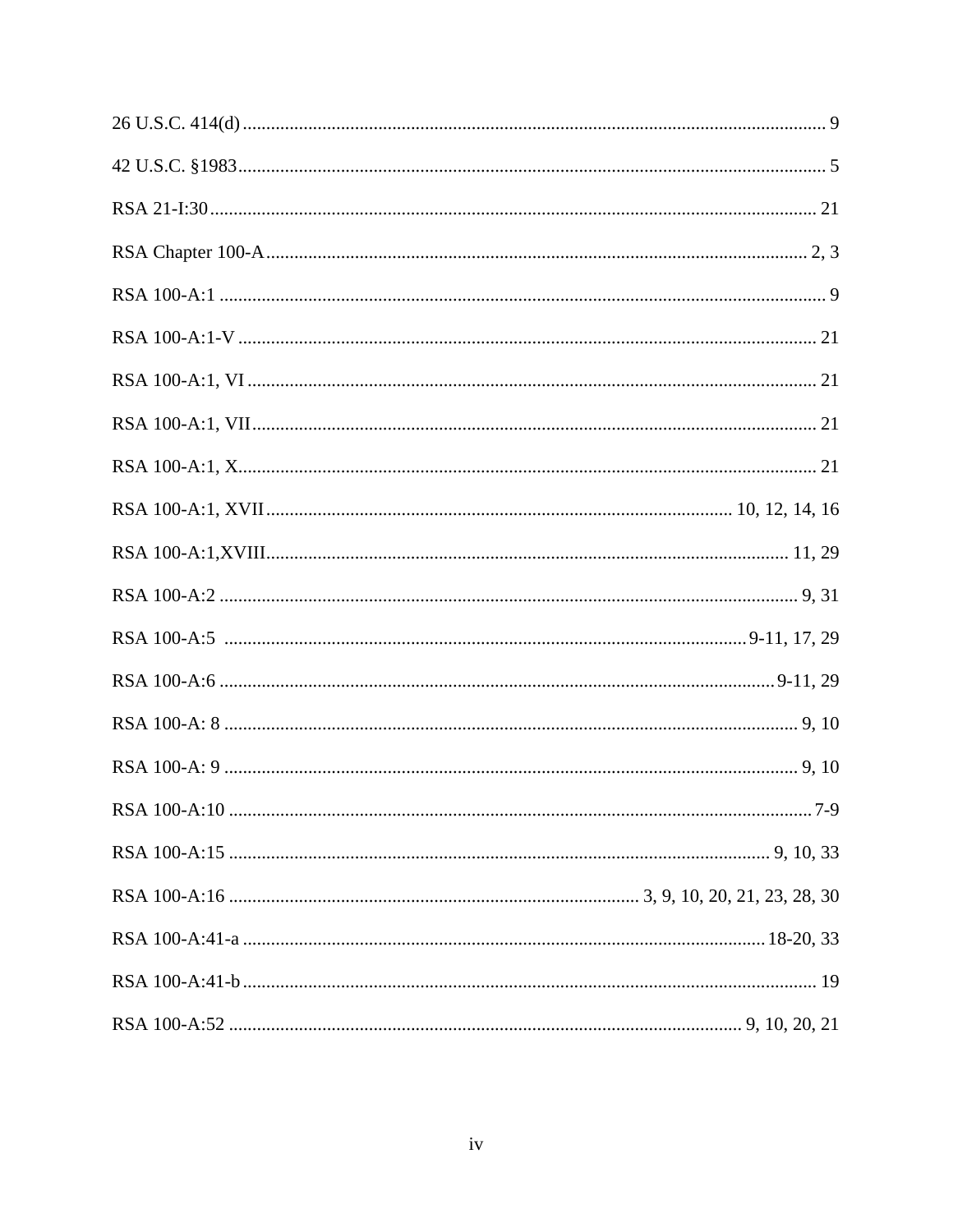26 U.S.C. 414(d) ........................................................................................................................ 9

42 U.S.C. §1983........................................................................................................................... 5

RSA 21-I:30................................................................................................................................ 21

RSA Chapter 100-A.................................................................................................................. 2, 3

RSA 100-A:1 ................................................................................................................................ 9

RSA 100-A:1-V .......................................................................................................................... 21

RSA 100-A:1, VI ........................................................................................................................ 21

RSA 100-A:1, VII....................................................................................................................... 21

RSA 100-A:1, X.......................................................................................................................... 21

RSA 100-A:1, XVII ................................................................................................... 10, 12, 14, 16

RSA 100-A:1,XVIII............................................................................................................... 11, 29

RSA 100-A:2 ......................................................................................................................... 9, 31

RSA 100-A:5 ............................................................................................................. 9-11, 17, 29

RSA 100-A:6 ...................................................................................................................... 9-11, 29

RSA 100-A: 8 ........................................................................................................................ 9, 10

RSA 100-A: 9 ........................................................................................................................ 9, 10

RSA 100-A:10 ............................................................................................................................ 7-9

RSA 100-A:15 ................................................................................................................. 9, 10, 33

RSA 100-A:16 ...................................................................................... 3, 9, 10, 20, 21, 23, 28, 30

RSA 100-A:41-a .............................................................................................................. 18-20, 33

RSA 100-A:41-b .......................................................................................................................... 19

RSA 100-A:52 ............................................................................................................ 9, 10, 20, 21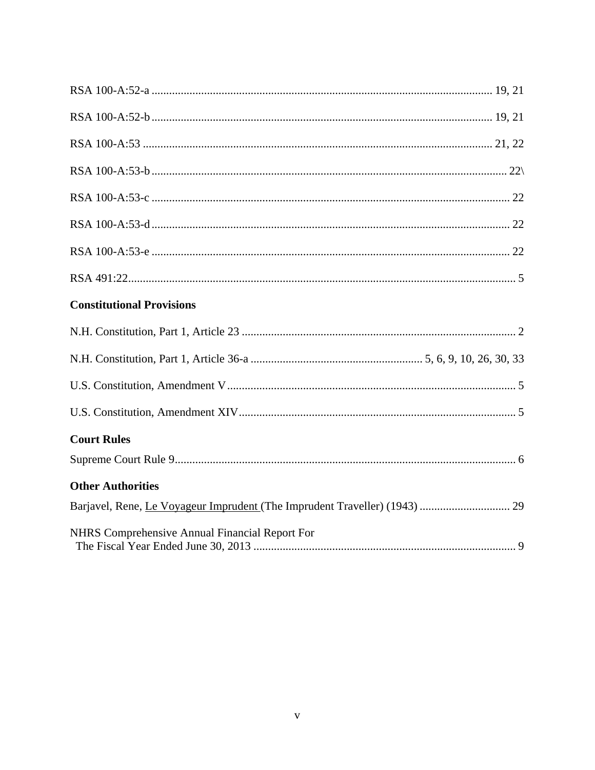RSA 100-A:52-a ........................................................................................................................ 19, 21

RSA 100-A:52-b ........................................................................................................................ 19, 21

RSA 100-A:53 ........................................................................................................................... 21, 22

RSA 100-A:53-b ............................................................................................................................ 22\

RSA 100-A:53-c ............................................................................................................................. 22

RSA 100-A:53-d ............................................................................................................................. 22

RSA 100-A:53-e ............................................................................................................................. 22

RSA 491:22...................................................................................................................................... 5

### Constitutional Provisions

N.H. Constitution, Part 1, Article 23 ................................................................................................ 2

N.H. Constitution, Part 1, Article 36-a ........................................................... 5, 6, 9, 10, 26, 30, 33

U.S. Constitution, Amendment V ..................................................................................................... 5

U.S. Constitution, Amendment XIV ................................................................................................. 5

### Court Rules

Supreme Court Rule 9...................................................................................................................... 6

### Other Authorities

Barjavel, Rene, Le Voyageur Imprudent (The Imprudent Traveller) (1943) ............................... 29

NHRS Comprehensive Annual Financial Report For
The Fiscal Year Ended June 30, 2013 ........................................................................................... 9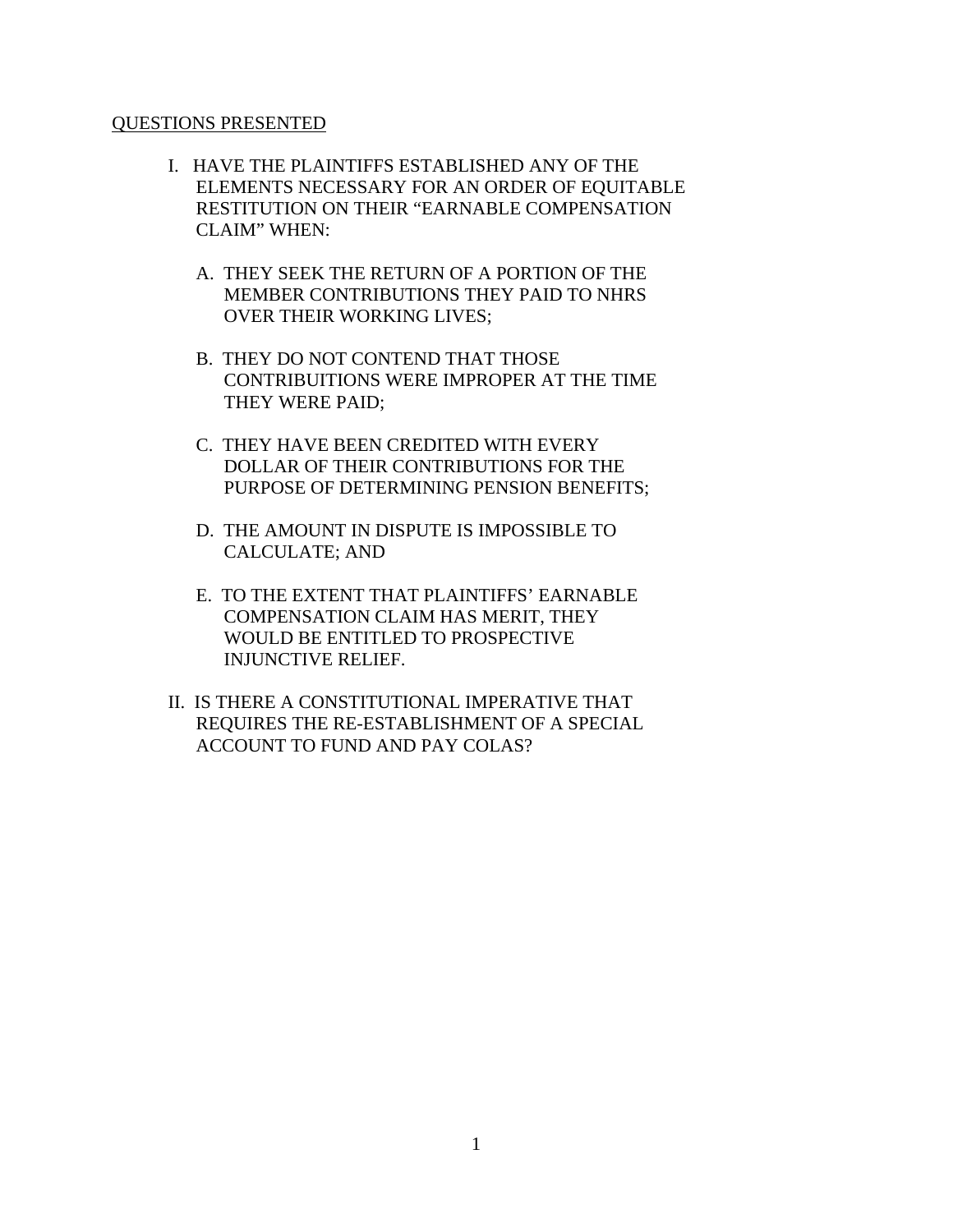## QUESTIONS PRESENTED

I. HAVE THE PLAINTIFFS ESTABLISHED ANY OF THE ELEMENTS NECESSARY FOR AN ORDER OF EQUITABLE RESTITUTION ON THEIR "EARNABLE COMPENSATION CLAIM" WHEN:

   A. THEY SEEK THE RETURN OF A PORTION OF THE MEMBER CONTRIBUTIONS THEY PAID TO NHRS OVER THEIR WORKING LIVES;

   B. THEY DO NOT CONTEND THAT THOSE CONTRIBUITIONS WERE IMPROPER AT THE TIME THEY WERE PAID;

   C. THEY HAVE BEEN CREDITED WITH EVERY DOLLAR OF THEIR CONTRIBUTIONS FOR THE PURPOSE OF DETERMINING PENSION BENEFITS;

   D. THE AMOUNT IN DISPUTE IS IMPOSSIBLE TO CALCULATE; AND

   E. TO THE EXTENT THAT PLAINTIFFS' EARNABLE COMPENSATION CLAIM HAS MERIT, THEY WOULD BE ENTITLED TO PROSPECTIVE INJUNCTIVE RELIEF.

II. IS THERE A CONSTITUTIONAL IMPERATIVE THAT REQUIRES THE RE-ESTABLISHMENT OF A SPECIAL ACCOUNT TO FUND AND PAY COLAS?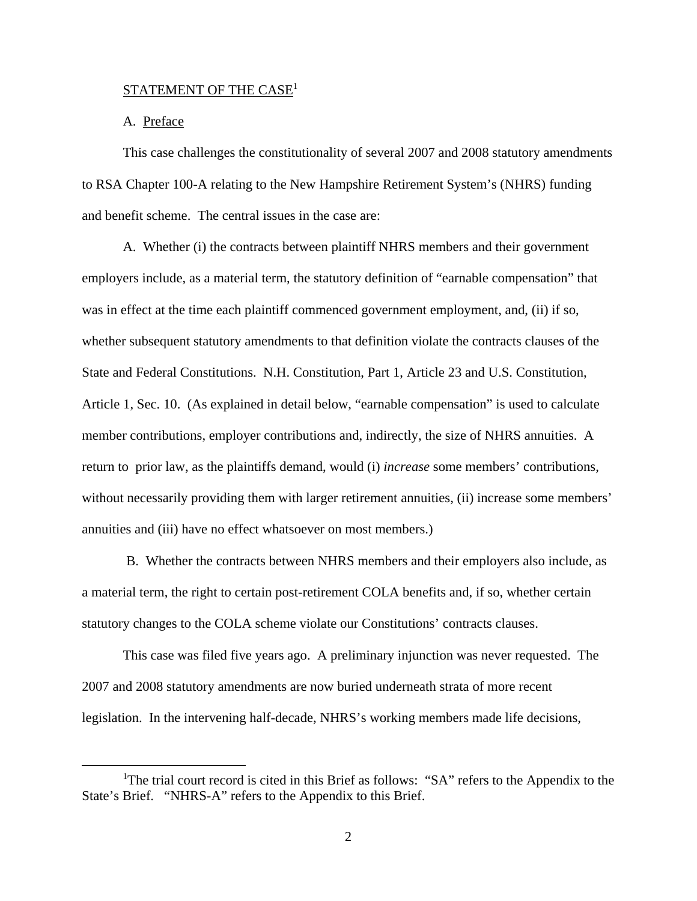## STATEMENT OF THE CASE[1]

### A. Preface

This case challenges the constitutionality of several 2007 and 2008 statutory amendments to RSA Chapter 100-A relating to the New Hampshire Retirement System's (NHRS) funding and benefit scheme. The central issues in the case are:

A. Whether (i) the contracts between plaintiff NHRS members and their government employers include, as a material term, the statutory definition of "earnable compensation" that was in effect at the time each plaintiff commenced government employment, and, (ii) if so, whether subsequent statutory amendments to that definition violate the contracts clauses of the State and Federal Constitutions. N.H. Constitution, Part 1, Article 23 and U.S. Constitution, Article 1, Sec. 10. (As explained in detail below, "earnable compensation" is used to calculate member contributions, employer contributions and, indirectly, the size of NHRS annuities. A return to prior law, as the plaintiffs demand, would (i) *increase* some members' contributions, without necessarily providing them with larger retirement annuities, (ii) increase some members' annuities and (iii) have no effect whatsoever on most members.)

B. Whether the contracts between NHRS members and their employers also include, as a material term, the right to certain post-retirement COLA benefits and, if so, whether certain statutory changes to the COLA scheme violate our Constitutions' contracts clauses.

This case was filed five years ago. A preliminary injunction was never requested. The 2007 and 2008 statutory amendments are now buried underneath strata of more recent legislation. In the intervening half-decade, NHRS's working members made life decisions,

[1] The trial court record is cited in this Brief as follows: "SA" refers to the Appendix to the State's Brief. "NHRS-A" refers to the Appendix to this Brief.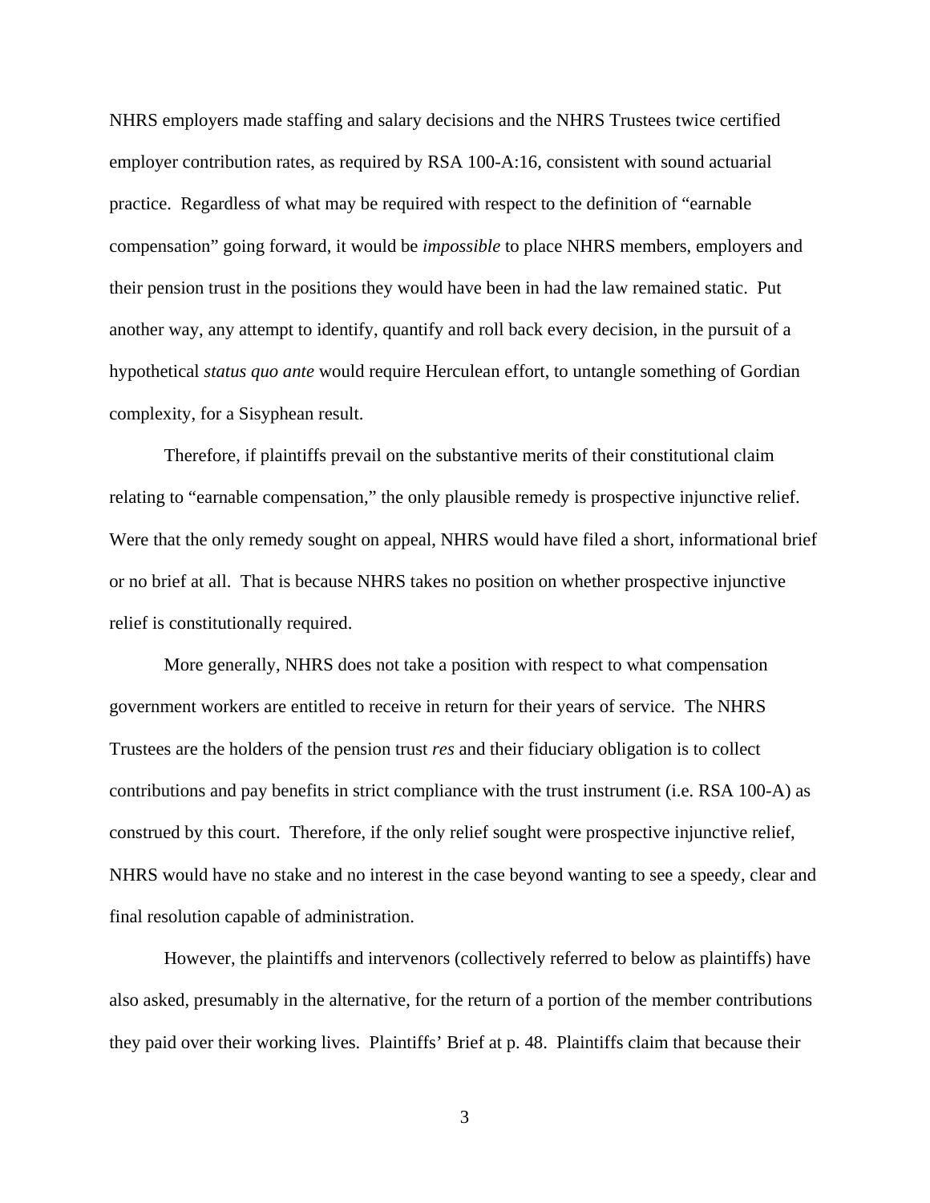NHRS employers made staffing and salary decisions and the NHRS Trustees twice certified employer contribution rates, as required by RSA 100-A:16, consistent with sound actuarial practice. Regardless of what may be required with respect to the definition of "earnable compensation" going forward, it would be *impossible* to place NHRS members, employers and their pension trust in the positions they would have been in had the law remained static. Put another way, any attempt to identify, quantify and roll back every decision, in the pursuit of a hypothetical *status quo ante* would require Herculean effort, to untangle something of Gordian complexity, for a Sisyphean result.

Therefore, if plaintiffs prevail on the substantive merits of their constitutional claim relating to "earnable compensation," the only plausible remedy is prospective injunctive relief. Were that the only remedy sought on appeal, NHRS would have filed a short, informational brief or no brief at all. That is because NHRS takes no position on whether prospective injunctive relief is constitutionally required.

More generally, NHRS does not take a position with respect to what compensation government workers are entitled to receive in return for their years of service. The NHRS Trustees are the holders of the pension trust *res* and their fiduciary obligation is to collect contributions and pay benefits in strict compliance with the trust instrument (i.e. RSA 100-A) as construed by this court. Therefore, if the only relief sought were prospective injunctive relief, NHRS would have no stake and no interest in the case beyond wanting to see a speedy, clear and final resolution capable of administration.

However, the plaintiffs and intervenors (collectively referred to below as plaintiffs) have also asked, presumably in the alternative, for the return of a portion of the member contributions they paid over their working lives. Plaintiffs' Brief at p. 48. Plaintiffs claim that because their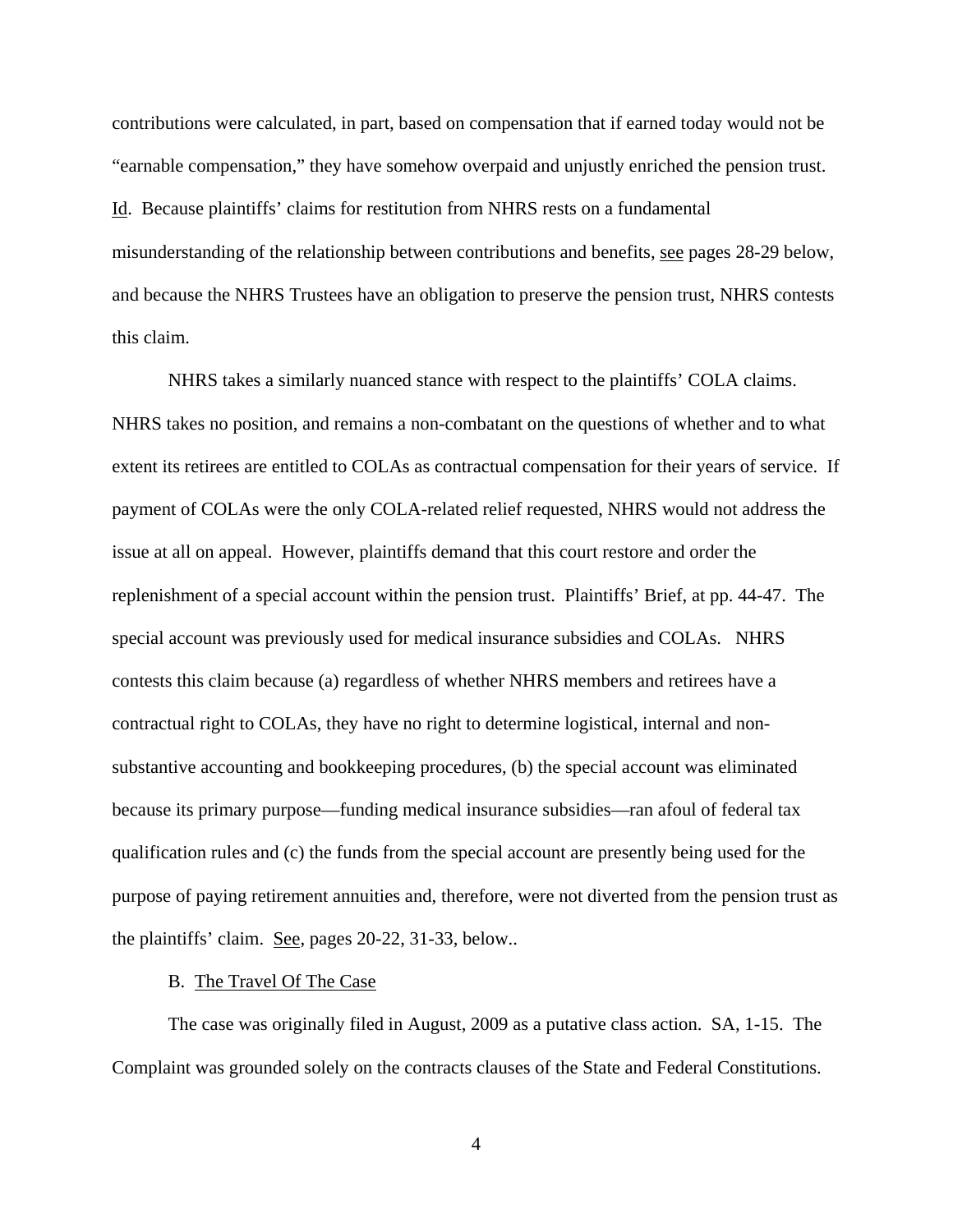contributions were calculated, in part, based on compensation that if earned today would not be "earnable compensation," they have somehow overpaid and unjustly enriched the pension trust. Id. Because plaintiffs' claims for restitution from NHRS rests on a fundamental misunderstanding of the relationship between contributions and benefits, see pages 28-29 below, and because the NHRS Trustees have an obligation to preserve the pension trust, NHRS contests this claim.

NHRS takes a similarly nuanced stance with respect to the plaintiffs' COLA claims. NHRS takes no position, and remains a non-combatant on the questions of whether and to what extent its retirees are entitled to COLAs as contractual compensation for their years of service. If payment of COLAs were the only COLA-related relief requested, NHRS would not address the issue at all on appeal. However, plaintiffs demand that this court restore and order the replenishment of a special account within the pension trust. Plaintiffs' Brief, at pp. 44-47. The special account was previously used for medical insurance subsidies and COLAs. NHRS contests this claim because (a) regardless of whether NHRS members and retirees have a contractual right to COLAs, they have no right to determine logistical, internal and non-substantive accounting and bookkeeping procedures, (b) the special account was eliminated because its primary purpose—funding medical insurance subsidies—ran afoul of federal tax qualification rules and (c) the funds from the special account are presently being used for the purpose of paying retirement annuities and, therefore, were not diverted from the pension trust as the plaintiffs' claim. See, pages 20-22, 31-33, below..

B. The Travel Of The Case

The case was originally filed in August, 2009 as a putative class action. SA, 1-15. The Complaint was grounded solely on the contracts clauses of the State and Federal Constitutions.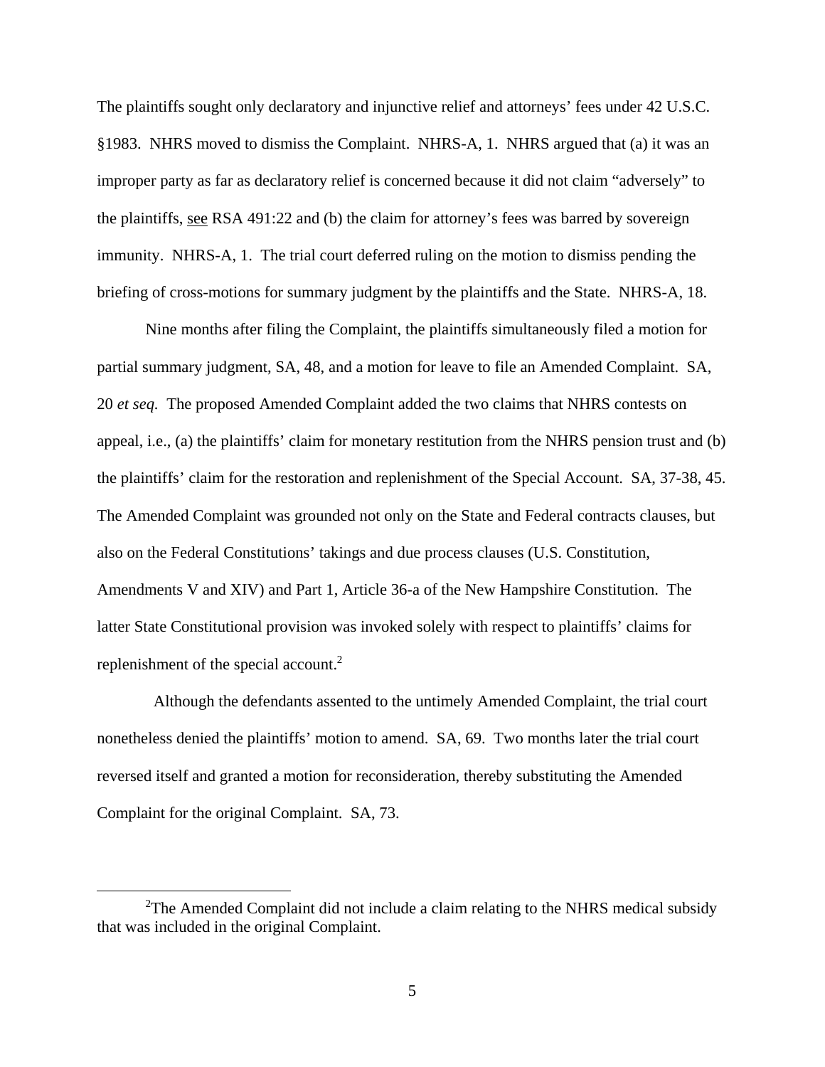The plaintiffs sought only declaratory and injunctive relief and attorneys' fees under 42 U.S.C. §1983. NHRS moved to dismiss the Complaint. NHRS-A, 1. NHRS argued that (a) it was an improper party as far as declaratory relief is concerned because it did not claim "adversely" to the plaintiffs, see RSA 491:22 and (b) the claim for attorney's fees was barred by sovereign immunity. NHRS-A, 1. The trial court deferred ruling on the motion to dismiss pending the briefing of cross-motions for summary judgment by the plaintiffs and the State. NHRS-A, 18.

Nine months after filing the Complaint, the plaintiffs simultaneously filed a motion for partial summary judgment, SA, 48, and a motion for leave to file an Amended Complaint. SA, 20 *et seq.* The proposed Amended Complaint added the two claims that NHRS contests on appeal, i.e., (a) the plaintiffs' claim for monetary restitution from the NHRS pension trust and (b) the plaintiffs' claim for the restoration and replenishment of the Special Account. SA, 37-38, 45. The Amended Complaint was grounded not only on the State and Federal contracts clauses, but also on the Federal Constitutions' takings and due process clauses (U.S. Constitution, Amendments V and XIV) and Part 1, Article 36-a of the New Hampshire Constitution. The latter State Constitutional provision was invoked solely with respect to plaintiffs' claims for replenishment of the special account.[2]

Although the defendants assented to the untimely Amended Complaint, the trial court nonetheless denied the plaintiffs' motion to amend. SA, 69. Two months later the trial court reversed itself and granted a motion for reconsideration, thereby substituting the Amended Complaint for the original Complaint. SA, 73.

---

[2]The Amended Complaint did not include a claim relating to the NHRS medical subsidy that was included in the original Complaint.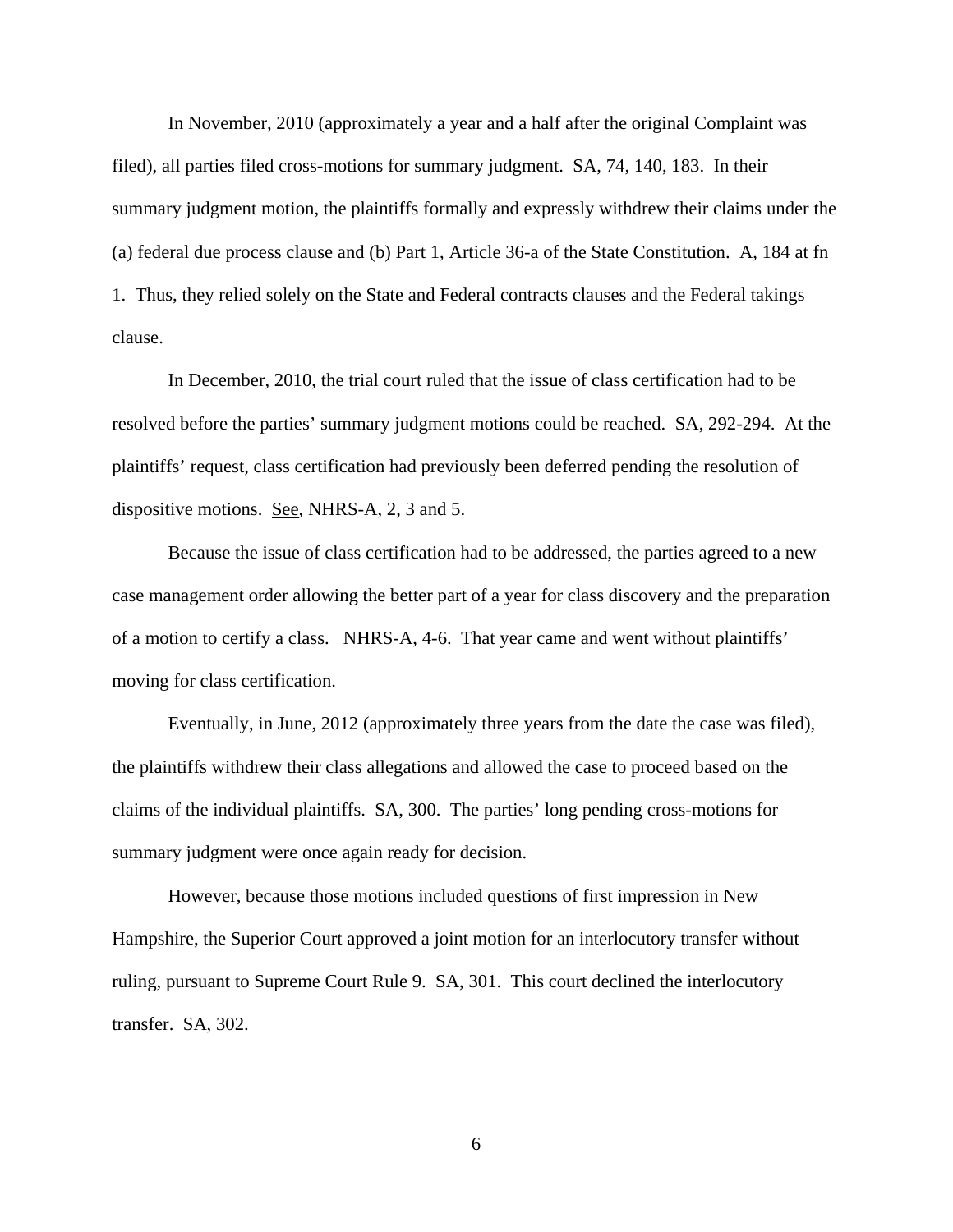In November, 2010 (approximately a year and a half after the original Complaint was filed), all parties filed cross-motions for summary judgment. SA, 74, 140, 183. In their summary judgment motion, the plaintiffs formally and expressly withdrew their claims under the (a) federal due process clause and (b) Part 1, Article 36-a of the State Constitution. A, 184 at fn 1. Thus, they relied solely on the State and Federal contracts clauses and the Federal takings clause.

In December, 2010, the trial court ruled that the issue of class certification had to be resolved before the parties' summary judgment motions could be reached. SA, 292-294. At the plaintiffs' request, class certification had previously been deferred pending the resolution of dispositive motions. See, NHRS-A, 2, 3 and 5.

Because the issue of class certification had to be addressed, the parties agreed to a new case management order allowing the better part of a year for class discovery and the preparation of a motion to certify a class. NHRS-A, 4-6. That year came and went without plaintiffs' moving for class certification.

Eventually, in June, 2012 (approximately three years from the date the case was filed), the plaintiffs withdrew their class allegations and allowed the case to proceed based on the claims of the individual plaintiffs. SA, 300. The parties' long pending cross-motions for summary judgment were once again ready for decision.

However, because those motions included questions of first impression in New Hampshire, the Superior Court approved a joint motion for an interlocutory transfer without ruling, pursuant to Supreme Court Rule 9. SA, 301. This court declined the interlocutory transfer. SA, 302.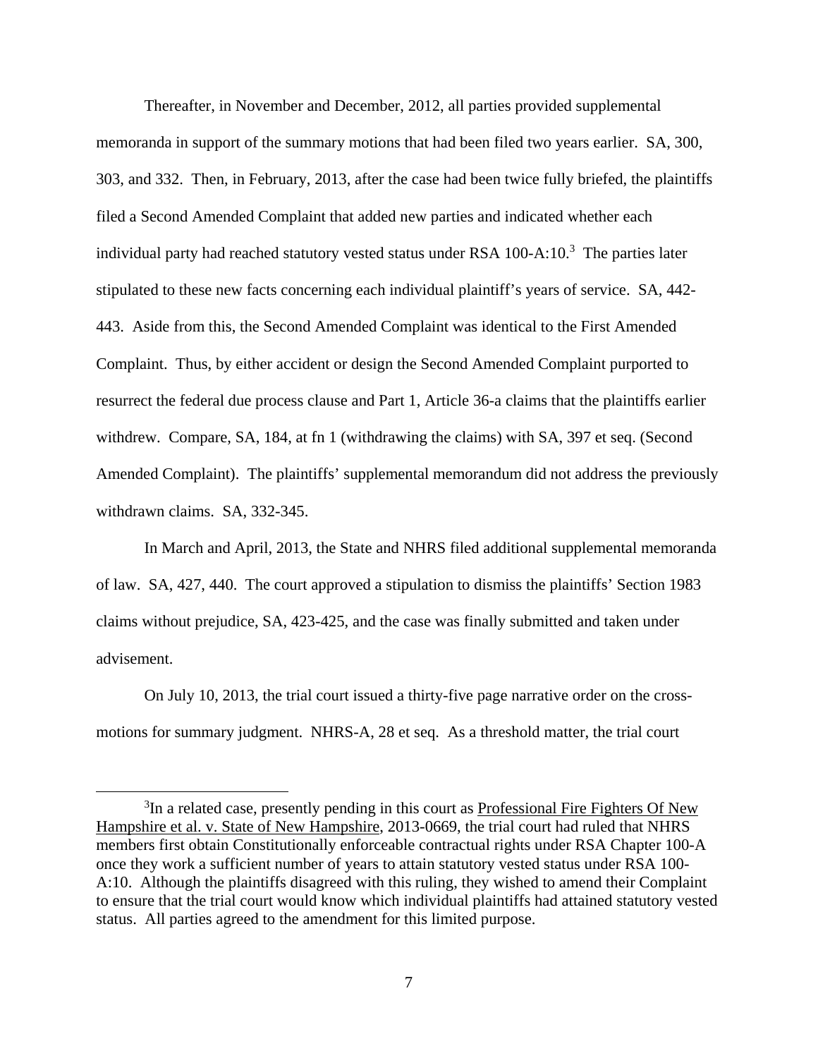Thereafter, in November and December, 2012, all parties provided supplemental memoranda in support of the summary motions that had been filed two years earlier. SA, 300, 303, and 332. Then, in February, 2013, after the case had been twice fully briefed, the plaintiffs filed a Second Amended Complaint that added new parties and indicated whether each individual party had reached statutory vested status under RSA 100-A:10.[3] The parties later stipulated to these new facts concerning each individual plaintiff's years of service. SA, 442-443. Aside from this, the Second Amended Complaint was identical to the First Amended Complaint. Thus, by either accident or design the Second Amended Complaint purported to resurrect the federal due process clause and Part 1, Article 36-a claims that the plaintiffs earlier withdrew. Compare, SA, 184, at fn 1 (withdrawing the claims) with SA, 397 et seq. (Second Amended Complaint). The plaintiffs' supplemental memorandum did not address the previously withdrawn claims. SA, 332-345.

In March and April, 2013, the State and NHRS filed additional supplemental memoranda of law. SA, 427, 440. The court approved a stipulation to dismiss the plaintiffs' Section 1983 claims without prejudice, SA, 423-425, and the case was finally submitted and taken under advisement.

On July 10, 2013, the trial court issued a thirty-five page narrative order on the cross-motions for summary judgment. NHRS-A, 28 et seq. As a threshold matter, the trial court

---

[3] In a related case, presently pending in this court as Professional Fire Fighters Of New Hampshire et al. v. State of New Hampshire, 2013-0669, the trial court had ruled that NHRS members first obtain Constitutionally enforceable contractual rights under RSA Chapter 100-A once they work a sufficient number of years to attain statutory vested status under RSA 100-A:10. Although the plaintiffs disagreed with this ruling, they wished to amend their Complaint to ensure that the trial court would know which individual plaintiffs had attained statutory vested status. All parties agreed to the amendment for this limited purpose.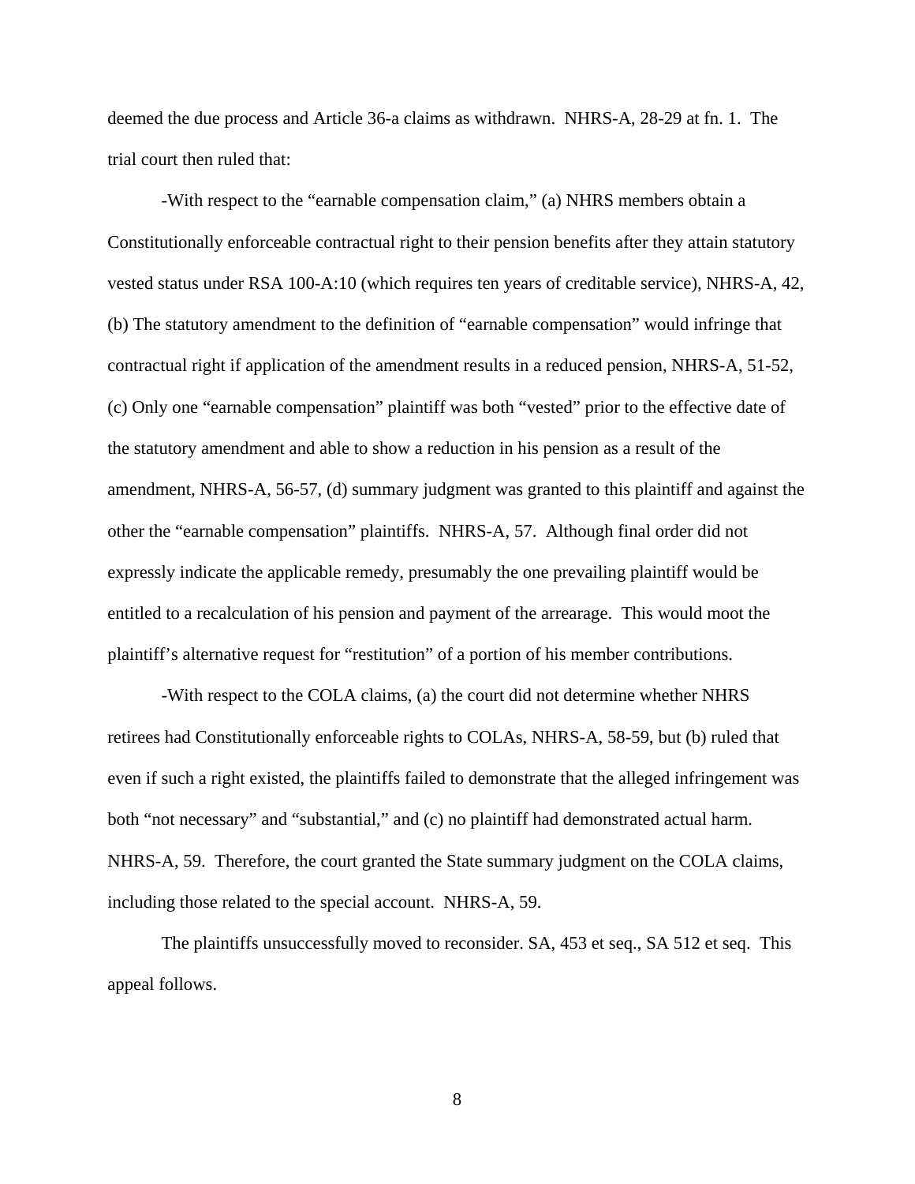deemed the due process and Article 36-a claims as withdrawn. NHRS-A, 28-29 at fn. 1. The trial court then ruled that:

-With respect to the "earnable compensation claim," (a) NHRS members obtain a Constitutionally enforceable contractual right to their pension benefits after they attain statutory vested status under RSA 100-A:10 (which requires ten years of creditable service), NHRS-A, 42, (b) The statutory amendment to the definition of "earnable compensation" would infringe that contractual right if application of the amendment results in a reduced pension, NHRS-A, 51-52, (c) Only one "earnable compensation" plaintiff was both "vested" prior to the effective date of the statutory amendment and able to show a reduction in his pension as a result of the amendment, NHRS-A, 56-57, (d) summary judgment was granted to this plaintiff and against the other the "earnable compensation" plaintiffs. NHRS-A, 57. Although final order did not expressly indicate the applicable remedy, presumably the one prevailing plaintiff would be entitled to a recalculation of his pension and payment of the arrearage. This would moot the plaintiff's alternative request for "restitution" of a portion of his member contributions.

-With respect to the COLA claims, (a) the court did not determine whether NHRS retirees had Constitutionally enforceable rights to COLAs, NHRS-A, 58-59, but (b) ruled that even if such a right existed, the plaintiffs failed to demonstrate that the alleged infringement was both "not necessary" and "substantial," and (c) no plaintiff had demonstrated actual harm. NHRS-A, 59. Therefore, the court granted the State summary judgment on the COLA claims, including those related to the special account. NHRS-A, 59.

The plaintiffs unsuccessfully moved to reconsider. SA, 453 et seq., SA 512 et seq. This appeal follows.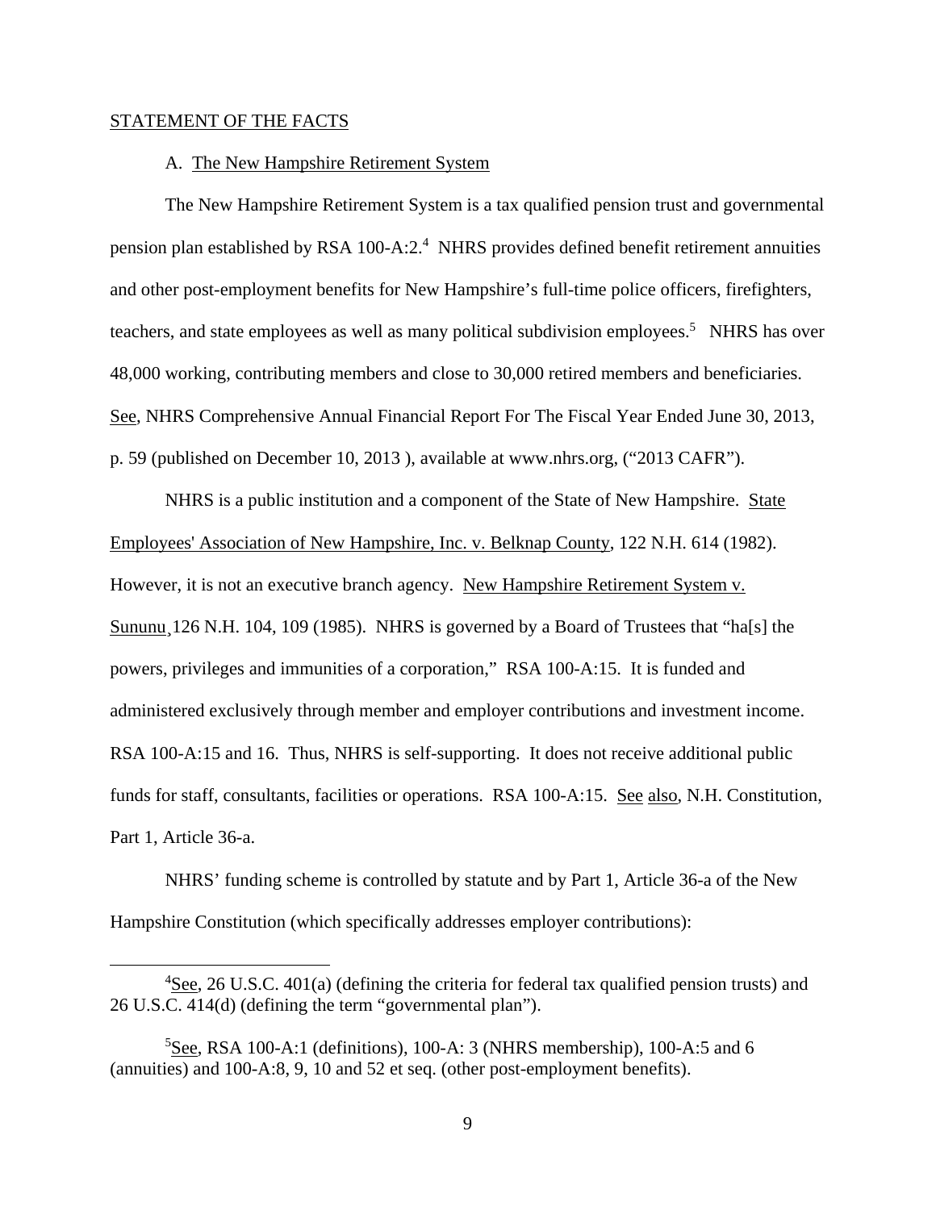STATEMENT OF THE FACTS

A. The New Hampshire Retirement System

The New Hampshire Retirement System is a tax qualified pension trust and governmental pension plan established by RSA 100-A:2.[4] NHRS provides defined benefit retirement annuities and other post-employment benefits for New Hampshire's full-time police officers, firefighters, teachers, and state employees as well as many political subdivision employees.[5] NHRS has over 48,000 working, contributing members and close to 30,000 retired members and beneficiaries. See, NHRS Comprehensive Annual Financial Report For The Fiscal Year Ended June 30, 2013, p. 59 (published on December 10, 2013 ), available at www.nhrs.org, ("2013 CAFR").

NHRS is a public institution and a component of the State of New Hampshire. State Employees' Association of New Hampshire, Inc. v. Belknap County, 122 N.H. 614 (1982). However, it is not an executive branch agency. New Hampshire Retirement System v. Sununu¸126 N.H. 104, 109 (1985). NHRS is governed by a Board of Trustees that "ha[s] the powers, privileges and immunities of a corporation," RSA 100-A:15. It is funded and administered exclusively through member and employer contributions and investment income. RSA 100-A:15 and 16. Thus, NHRS is self-supporting. It does not receive additional public funds for staff, consultants, facilities or operations. RSA 100-A:15. See also, N.H. Constitution, Part 1, Article 36-a.

NHRS' funding scheme is controlled by statute and by Part 1, Article 36-a of the New Hampshire Constitution (which specifically addresses employer contributions):

---

[4] See, 26 U.S.C. 401(a) (defining the criteria for federal tax qualified pension trusts) and 26 U.S.C. 414(d) (defining the term "governmental plan").

[5] See, RSA 100-A:1 (definitions), 100-A: 3 (NHRS membership), 100-A:5 and 6 (annuities) and 100-A:8, 9, 10 and 52 et seq. (other post-employment benefits).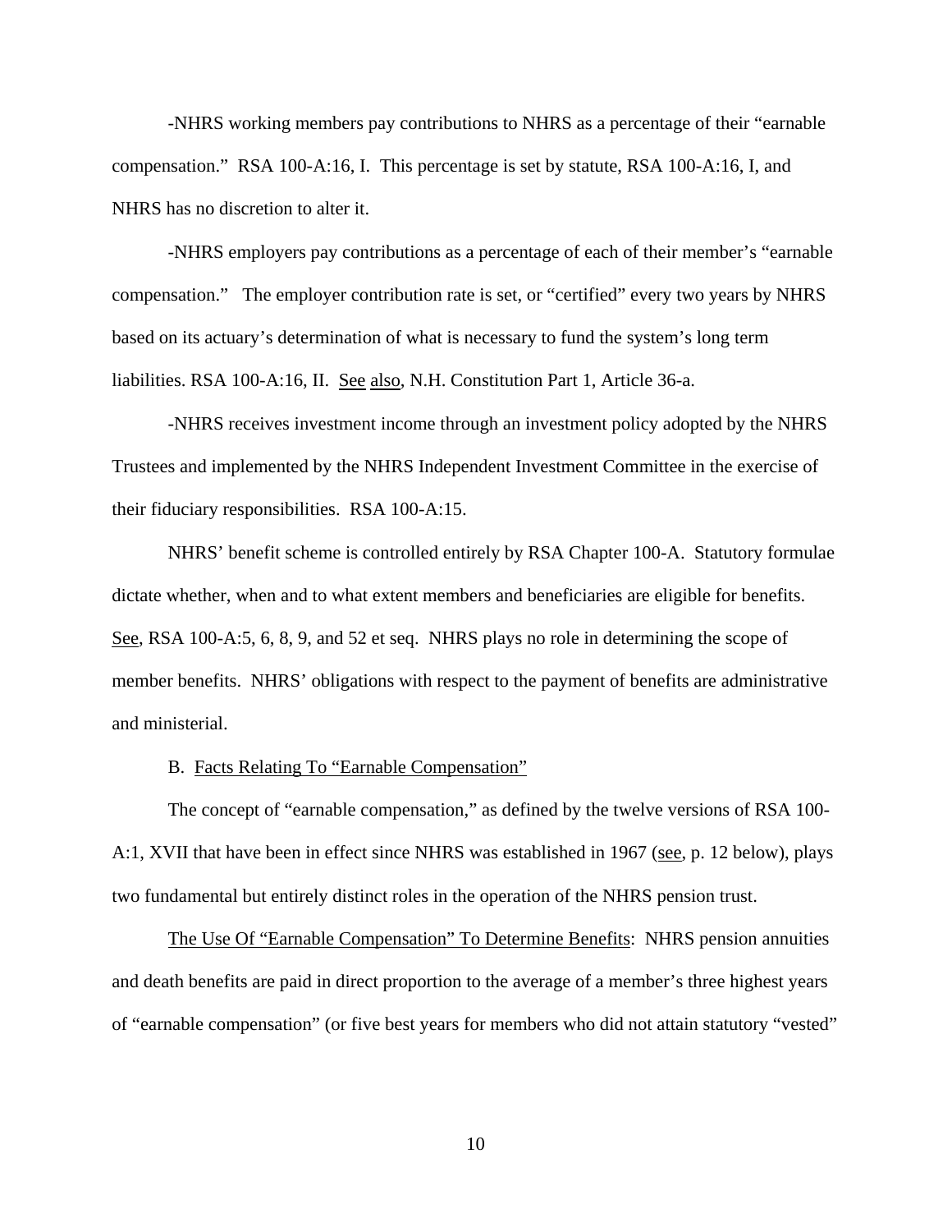-NHRS working members pay contributions to NHRS as a percentage of their "earnable compensation." RSA 100-A:16, I. This percentage is set by statute, RSA 100-A:16, I, and NHRS has no discretion to alter it.

-NHRS employers pay contributions as a percentage of each of their member's "earnable compensation." The employer contribution rate is set, or "certified" every two years by NHRS based on its actuary's determination of what is necessary to fund the system's long term liabilities. RSA 100-A:16, II. See also, N.H. Constitution Part 1, Article 36-a.

-NHRS receives investment income through an investment policy adopted by the NHRS Trustees and implemented by the NHRS Independent Investment Committee in the exercise of their fiduciary responsibilities. RSA 100-A:15.

NHRS' benefit scheme is controlled entirely by RSA Chapter 100-A. Statutory formulae dictate whether, when and to what extent members and beneficiaries are eligible for benefits. See, RSA 100-A:5, 6, 8, 9, and 52 et seq. NHRS plays no role in determining the scope of member benefits. NHRS' obligations with respect to the payment of benefits are administrative and ministerial.

B. Facts Relating To "Earnable Compensation"

The concept of "earnable compensation," as defined by the twelve versions of RSA 100-A:1, XVII that have been in effect since NHRS was established in 1967 (see, p. 12 below), plays two fundamental but entirely distinct roles in the operation of the NHRS pension trust.

The Use Of "Earnable Compensation" To Determine Benefits: NHRS pension annuities and death benefits are paid in direct proportion to the average of a member's three highest years of "earnable compensation" (or five best years for members who did not attain statutory "vested"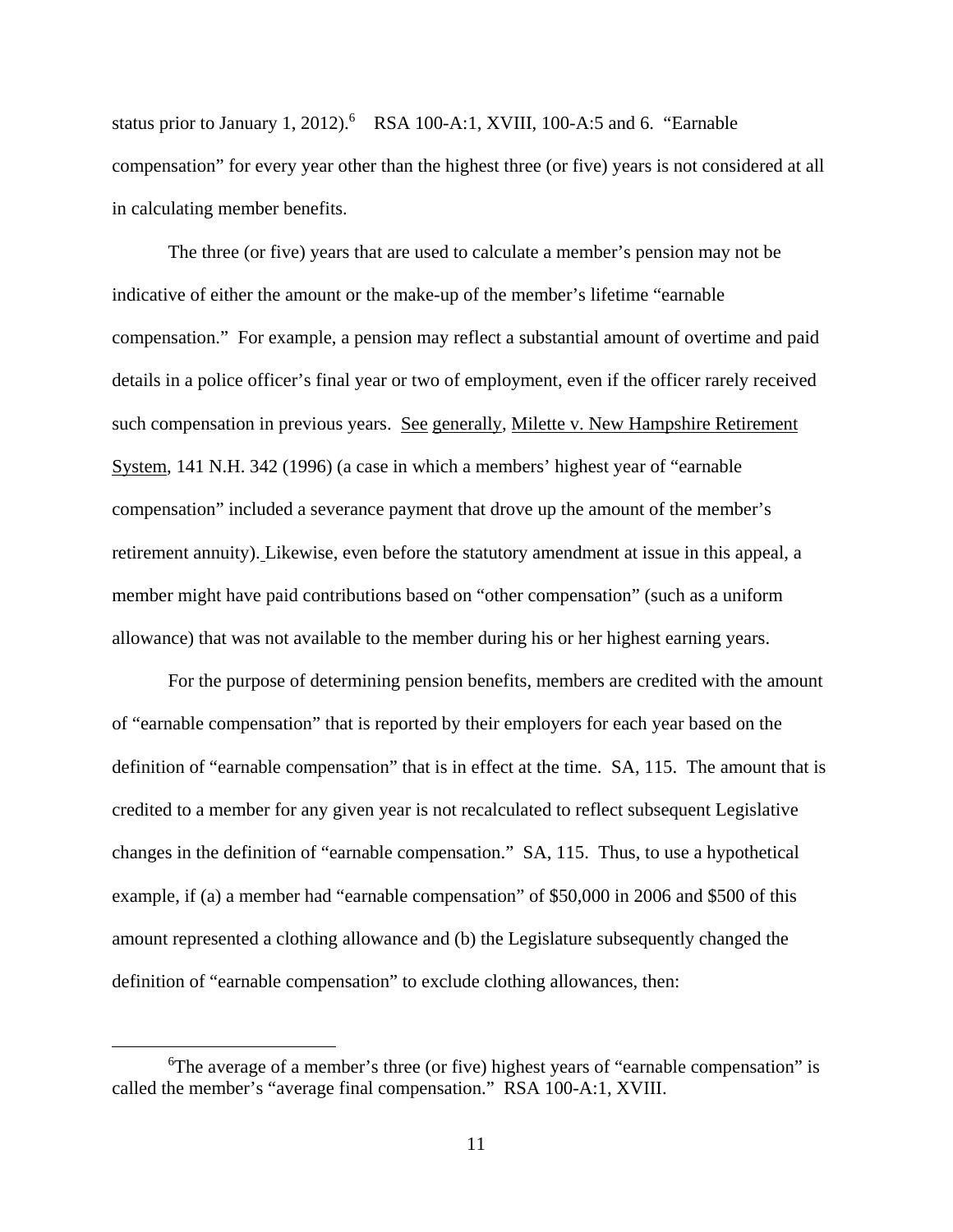status prior to January 1, 2012).[6] RSA 100-A:1, XVIII, 100-A:5 and 6. "Earnable compensation" for every year other than the highest three (or five) years is not considered at all in calculating member benefits.

The three (or five) years that are used to calculate a member's pension may not be indicative of either the amount or the make-up of the member's lifetime "earnable compensation." For example, a pension may reflect a substantial amount of overtime and paid details in a police officer's final year or two of employment, even if the officer rarely received such compensation in previous years. See generally, Milette v. New Hampshire Retirement System, 141 N.H. 342 (1996) (a case in which a members' highest year of "earnable compensation" included a severance payment that drove up the amount of the member's retirement annuity). Likewise, even before the statutory amendment at issue in this appeal, a member might have paid contributions based on "other compensation" (such as a uniform allowance) that was not available to the member during his or her highest earning years.

For the purpose of determining pension benefits, members are credited with the amount of "earnable compensation" that is reported by their employers for each year based on the definition of "earnable compensation" that is in effect at the time. SA, 115. The amount that is credited to a member for any given year is not recalculated to reflect subsequent Legislative changes in the definition of "earnable compensation." SA, 115. Thus, to use a hypothetical example, if (a) a member had "earnable compensation" of $50,000 in 2006 and $500 of this amount represented a clothing allowance and (b) the Legislature subsequently changed the definition of "earnable compensation" to exclude clothing allowances, then:

[6] The average of a member's three (or five) highest years of "earnable compensation" is called the member's "average final compensation." RSA 100-A:1, XVIII.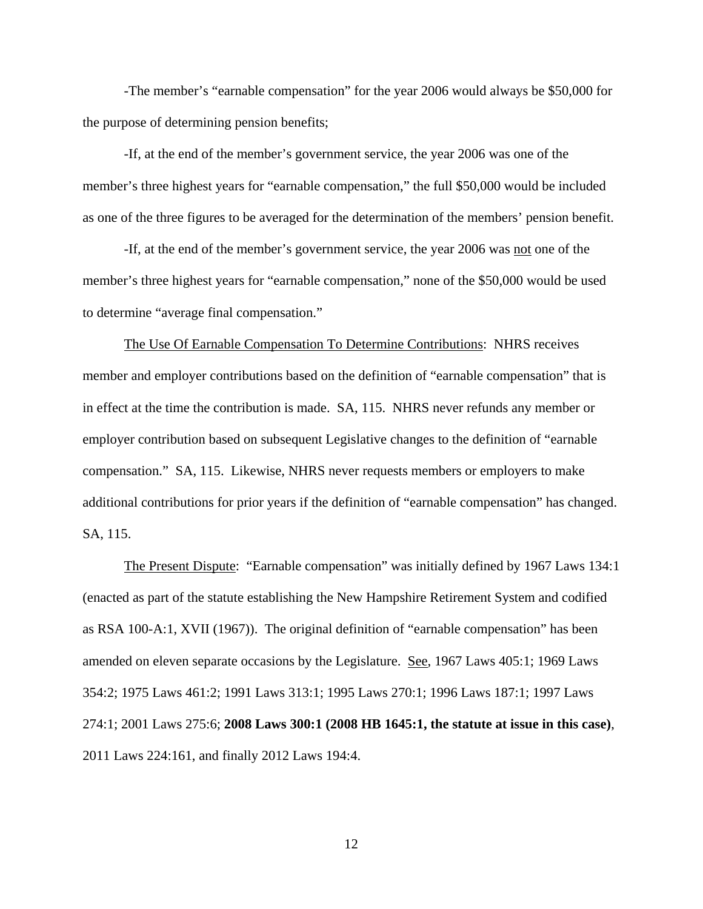-The member's "earnable compensation" for the year 2006 would always be $50,000 for the purpose of determining pension benefits;

-If, at the end of the member's government service, the year 2006 was one of the member's three highest years for "earnable compensation," the full $50,000 would be included as one of the three figures to be averaged for the determination of the members' pension benefit.

-If, at the end of the member's government service, the year 2006 was <u>not</u> one of the member's three highest years for "earnable compensation," none of the $50,000 would be used to determine "average final compensation."

<u>The Use Of Earnable Compensation To Determine Contributions</u>: NHRS receives member and employer contributions based on the definition of "earnable compensation" that is in effect at the time the contribution is made. SA, 115. NHRS never refunds any member or employer contribution based on subsequent Legislative changes to the definition of "earnable compensation." SA, 115. Likewise, NHRS never requests members or employers to make additional contributions for prior years if the definition of "earnable compensation" has changed. SA, 115.

<u>The Present Dispute</u>: "Earnable compensation" was initially defined by 1967 Laws 134:1 (enacted as part of the statute establishing the New Hampshire Retirement System and codified as RSA 100-A:1, XVII (1967)). The original definition of "earnable compensation" has been amended on eleven separate occasions by the Legislature. <u>See</u>, 1967 Laws 405:1; 1969 Laws 354:2; 1975 Laws 461:2; 1991 Laws 313:1; 1995 Laws 270:1; 1996 Laws 187:1; 1997 Laws 274:1; 2001 Laws 275:6; **2008 Laws 300:1 (2008 HB 1645:1, the statute at issue in this case)**, 2011 Laws 224:161, and finally 2012 Laws 194:4.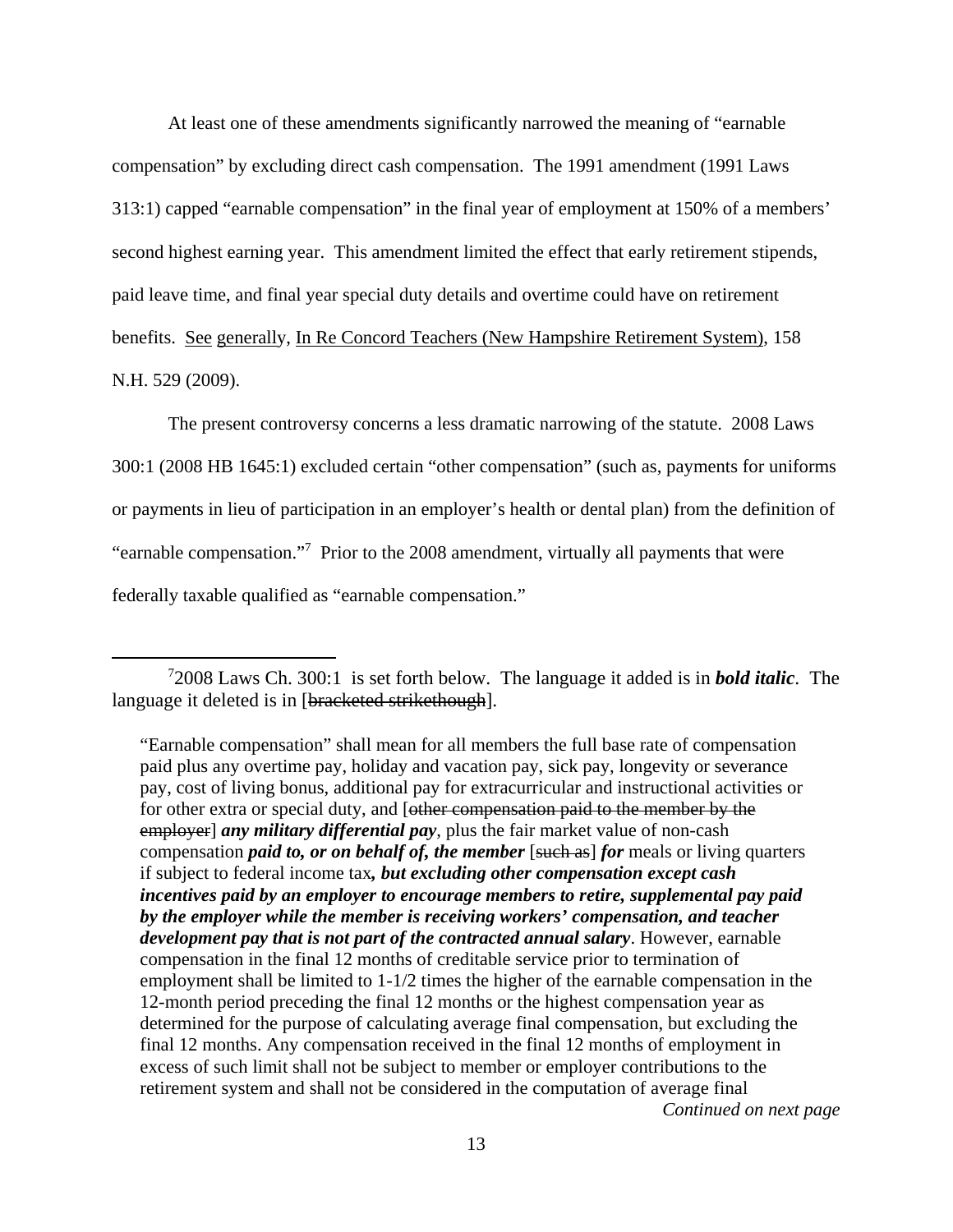At least one of these amendments significantly narrowed the meaning of "earnable compensation" by excluding direct cash compensation. The 1991 amendment (1991 Laws 313:1) capped "earnable compensation" in the final year of employment at 150% of a members' second highest earning year. This amendment limited the effect that early retirement stipends, paid leave time, and final year special duty details and overtime could have on retirement benefits. See generally, In Re Concord Teachers (New Hampshire Retirement System), 158 N.H. 529 (2009).

The present controversy concerns a less dramatic narrowing of the statute. 2008 Laws 300:1 (2008 HB 1645:1) excluded certain "other compensation" (such as, payments for uniforms or payments in lieu of participation in an employer's health or dental plan) from the definition of "earnable compensation."[7] Prior to the 2008 amendment, virtually all payments that were federally taxable qualified as "earnable compensation."

---

[7] 2008 Laws Ch. 300:1 is set forth below. The language it added is in ***bold italic***. The language it deleted is in [~~bracketed strikethough~~].

> "Earnable compensation" shall mean for all members the full base rate of compensation paid plus any overtime pay, holiday and vacation pay, sick pay, longevity or severance pay, cost of living bonus, additional pay for extracurricular and instructional activities or for other extra or special duty, and [~~other compensation paid to the member by the employer~~] ***any military differential pay***, plus the fair market value of non-cash compensation ***paid to, or on behalf of, the member*** [~~such as~~] ***for*** meals or living quarters if subject to federal income tax***, but excluding other compensation except cash incentives paid by an employer to encourage members to retire, supplemental pay paid by the employer while the member is receiving workers' compensation, and teacher development pay that is not part of the contracted annual salary***. However, earnable compensation in the final 12 months of creditable service prior to termination of employment shall be limited to 1-1/2 times the higher of the earnable compensation in the 12-month period preceding the final 12 months or the highest compensation year as determined for the purpose of calculating average final compensation, but excluding the final 12 months. Any compensation received in the final 12 months of employment in excess of such limit shall not be subject to member or employer contributions to the retirement system and shall not be considered in the computation of average final

*Continued on next page*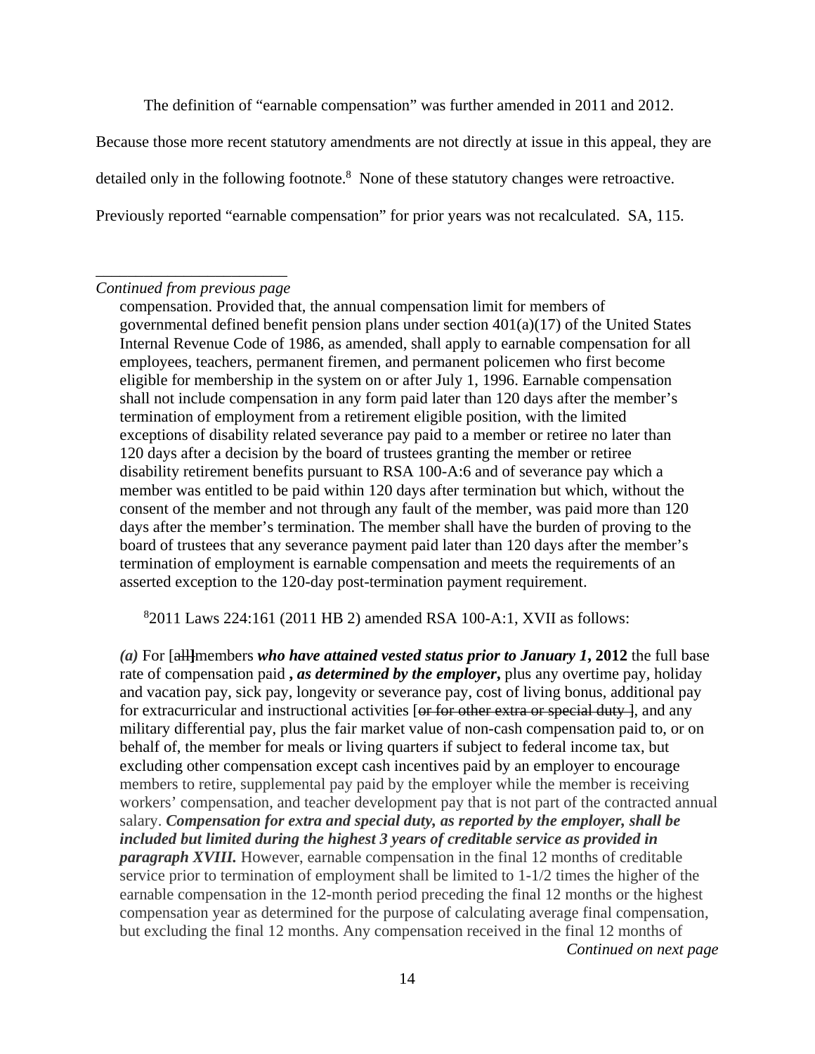The definition of "earnable compensation" was further amended in 2011 and 2012. Because those more recent statutory amendments are not directly at issue in this appeal, they are detailed only in the following footnote.[8] None of these statutory changes were retroactive. Previously reported "earnable compensation" for prior years was not recalculated. SA, 115.

---

*Continued from previous page*

compensation. Provided that, the annual compensation limit for members of governmental defined benefit pension plans under section 401(a)(17) of the United States Internal Revenue Code of 1986, as amended, shall apply to earnable compensation for all employees, teachers, permanent firemen, and permanent policemen who first become eligible for membership in the system on or after July 1, 1996. Earnable compensation shall not include compensation in any form paid later than 120 days after the member's termination of employment from a retirement eligible position, with the limited exceptions of disability related severance pay paid to a member or retiree no later than 120 days after a decision by the board of trustees granting the member or retiree disability retirement benefits pursuant to RSA 100-A:6 and of severance pay which a member was entitled to be paid within 120 days after termination but which, without the consent of the member and not through any fault of the member, was paid more than 120 days after the member's termination. The member shall have the burden of proving to the board of trustees that any severance payment paid later than 120 days after the member's termination of employment is earnable compensation and meets the requirements of an asserted exception to the 120-day post-termination payment requirement.

[8] 2011 Laws 224:161 (2011 HB 2) amended RSA 100-A:1, XVII as follows:

***(a)*** For [~~all~~]members ***who have attained vested status prior to January 1, 2012*** the full base rate of compensation paid ***, as determined by the employer,*** plus any overtime pay, holiday and vacation pay, sick pay, longevity or severance pay, cost of living bonus, additional pay for extracurricular and instructional activities [~~or for other extra or special duty~~ ], and any military differential pay, plus the fair market value of non-cash compensation paid to, or on behalf of, the member for meals or living quarters if subject to federal income tax, but excluding other compensation except cash incentives paid by an employer to encourage members to retire, supplemental pay paid by the employer while the member is receiving workers' compensation, and teacher development pay that is not part of the contracted annual salary. ***Compensation for extra and special duty, as reported by the employer, shall be included but limited during the highest 3 years of creditable service as provided in paragraph XVIII.*** However, earnable compensation in the final 12 months of creditable service prior to termination of employment shall be limited to 1-1/2 times the higher of the earnable compensation in the 12-month period preceding the final 12 months or the highest compensation year as determined for the purpose of calculating average final compensation, but excluding the final 12 months. Any compensation received in the final 12 months of

*Continued on next page*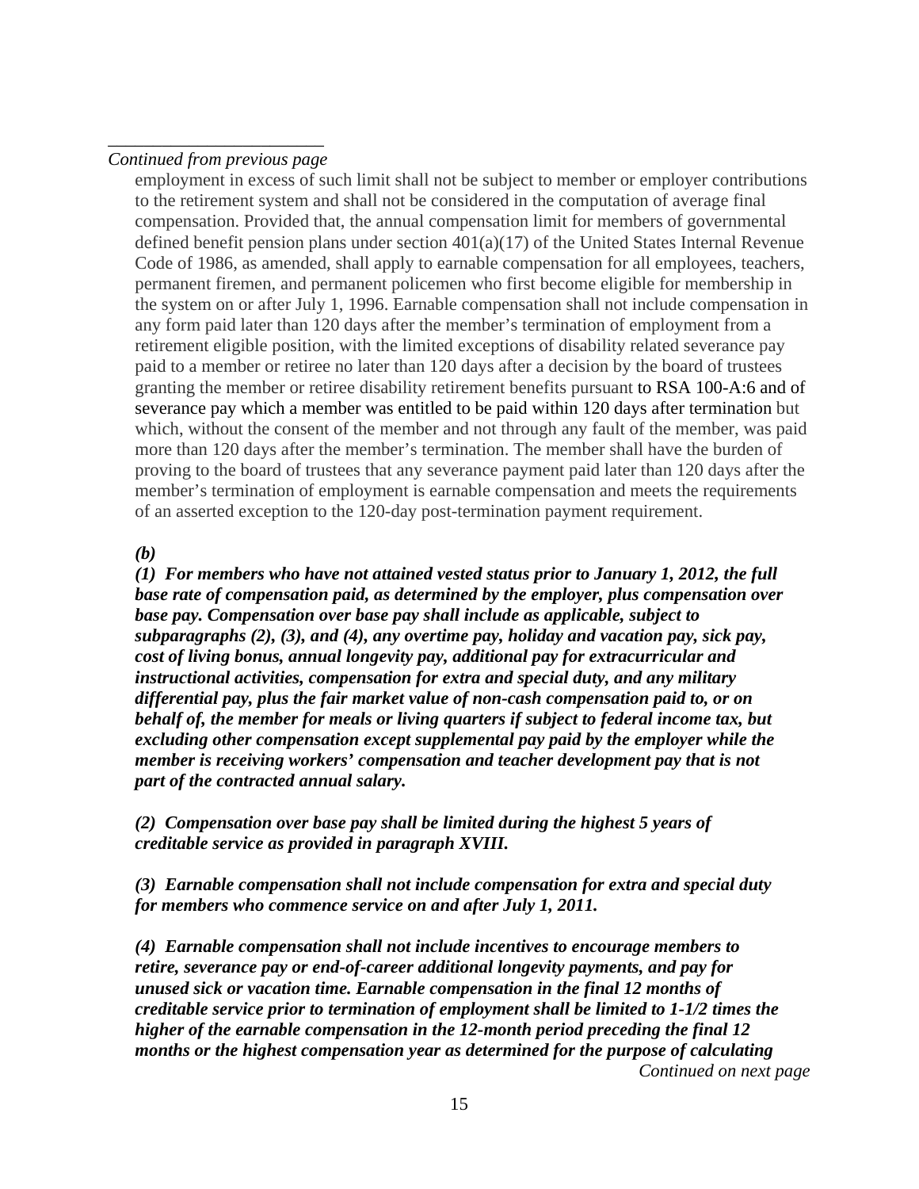*Continued from previous page*

employment in excess of such limit shall not be subject to member or employer contributions to the retirement system and shall not be considered in the computation of average final compensation. Provided that, the annual compensation limit for members of governmental defined benefit pension plans under section 401(a)(17) of the United States Internal Revenue Code of 1986, as amended, shall apply to earnable compensation for all employees, teachers, permanent firemen, and permanent policemen who first become eligible for membership in the system on or after July 1, 1996. Earnable compensation shall not include compensation in any form paid later than 120 days after the member's termination of employment from a retirement eligible position, with the limited exceptions of disability related severance pay paid to a member or retiree no later than 120 days after a decision by the board of trustees granting the member or retiree disability retirement benefits pursuant to RSA 100-A:6 and of severance pay which a member was entitled to be paid within 120 days after termination but which, without the consent of the member and not through any fault of the member, was paid more than 120 days after the member's termination. The member shall have the burden of proving to the board of trustees that any severance payment paid later than 120 days after the member's termination of employment is earnable compensation and meets the requirements of an asserted exception to the 120-day post-termination payment requirement.

***(b)***

***(1) For members who have not attained vested status prior to January 1, 2012, the full base rate of compensation paid, as determined by the employer, plus compensation over base pay. Compensation over base pay shall include as applicable, subject to subparagraphs (2), (3), and (4), any overtime pay, holiday and vacation pay, sick pay, cost of living bonus, annual longevity pay, additional pay for extracurricular and instructional activities, compensation for extra and special duty, and any military differential pay, plus the fair market value of non-cash compensation paid to, or on behalf of, the member for meals or living quarters if subject to federal income tax, but excluding other compensation except supplemental pay paid by the employer while the member is receiving workers' compensation and teacher development pay that is not part of the contracted annual salary.***

***(2) Compensation over base pay shall be limited during the highest 5 years of creditable service as provided in paragraph XVIII.***

***(3) Earnable compensation shall not include compensation for extra and special duty for members who commence service on and after July 1, 2011.***

***(4) Earnable compensation shall not include incentives to encourage members to retire, severance pay or end-of-career additional longevity payments, and pay for unused sick or vacation time. Earnable compensation in the final 12 months of creditable service prior to termination of employment shall be limited to 1-1/2 times the higher of the earnable compensation in the 12-month period preceding the final 12 months or the highest compensation year as determined for the purpose of calculating***

*Continued on next page*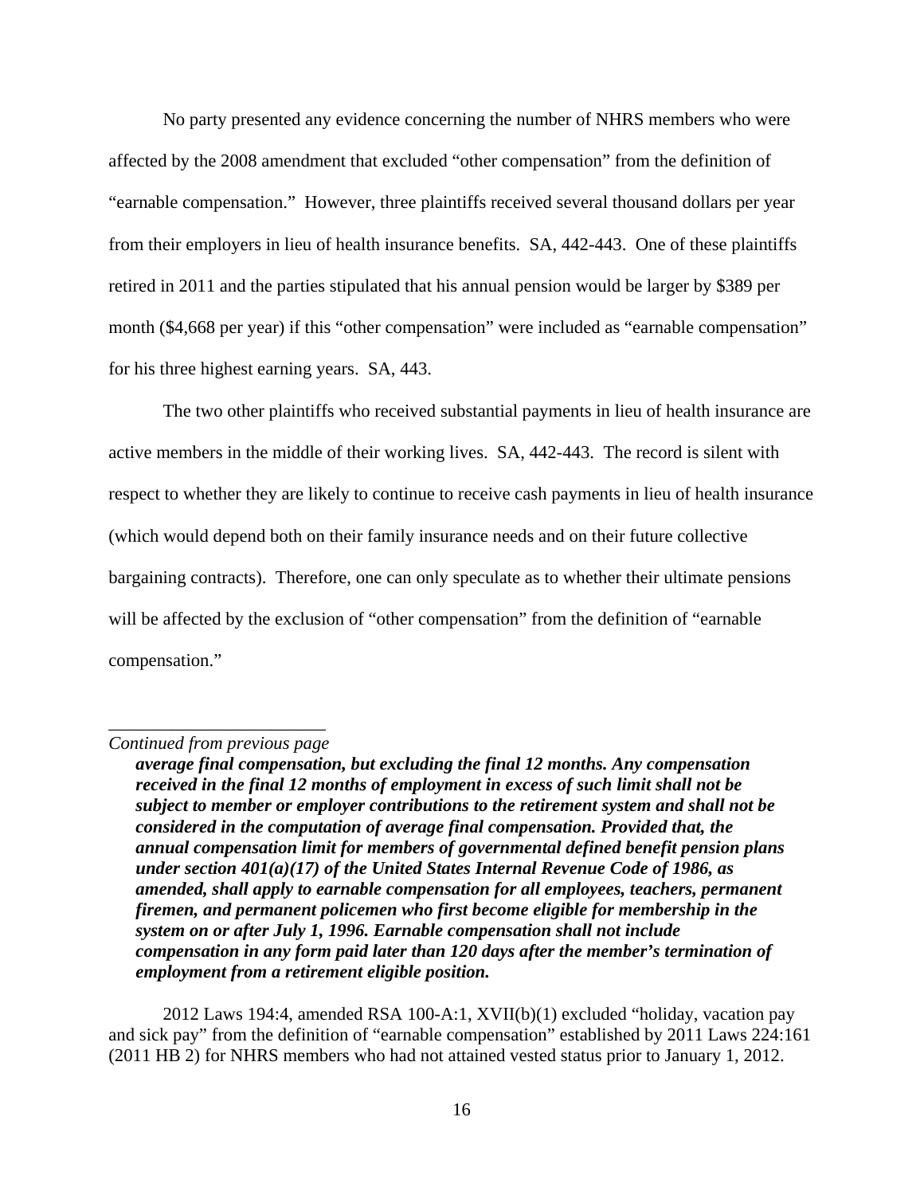No party presented any evidence concerning the number of NHRS members who were affected by the 2008 amendment that excluded "other compensation" from the definition of "earnable compensation." However, three plaintiffs received several thousand dollars per year from their employers in lieu of health insurance benefits. SA, 442-443. One of these plaintiffs retired in 2011 and the parties stipulated that his annual pension would be larger by $389 per month ($4,668 per year) if this "other compensation" were included as "earnable compensation" for his three highest earning years. SA, 443.

The two other plaintiffs who received substantial payments in lieu of health insurance are active members in the middle of their working lives. SA, 442-443. The record is silent with respect to whether they are likely to continue to receive cash payments in lieu of health insurance (which would depend both on their family insurance needs and on their future collective bargaining contracts). Therefore, one can only speculate as to whether their ultimate pensions will be affected by the exclusion of "other compensation" from the definition of "earnable compensation."

---

*Continued from previous page*

> ***average final compensation, but excluding the final 12 months. Any compensation received in the final 12 months of employment in excess of such limit shall not be subject to member or employer contributions to the retirement system and shall not be considered in the computation of average final compensation. Provided that, the annual compensation limit for members of governmental defined benefit pension plans under section 401(a)(17) of the United States Internal Revenue Code of 1986, as amended, shall apply to earnable compensation for all employees, teachers, permanent firemen, and permanent policemen who first become eligible for membership in the system on or after July 1, 1996. Earnable compensation shall not include compensation in any form paid later than 120 days after the member's termination of employment from a retirement eligible position.***

2012 Laws 194:4, amended RSA 100-A:1, XVII(b)(1) excluded "holiday, vacation pay and sick pay" from the definition of "earnable compensation" established by 2011 Laws 224:161 (2011 HB 2) for NHRS members who had not attained vested status prior to January 1, 2012.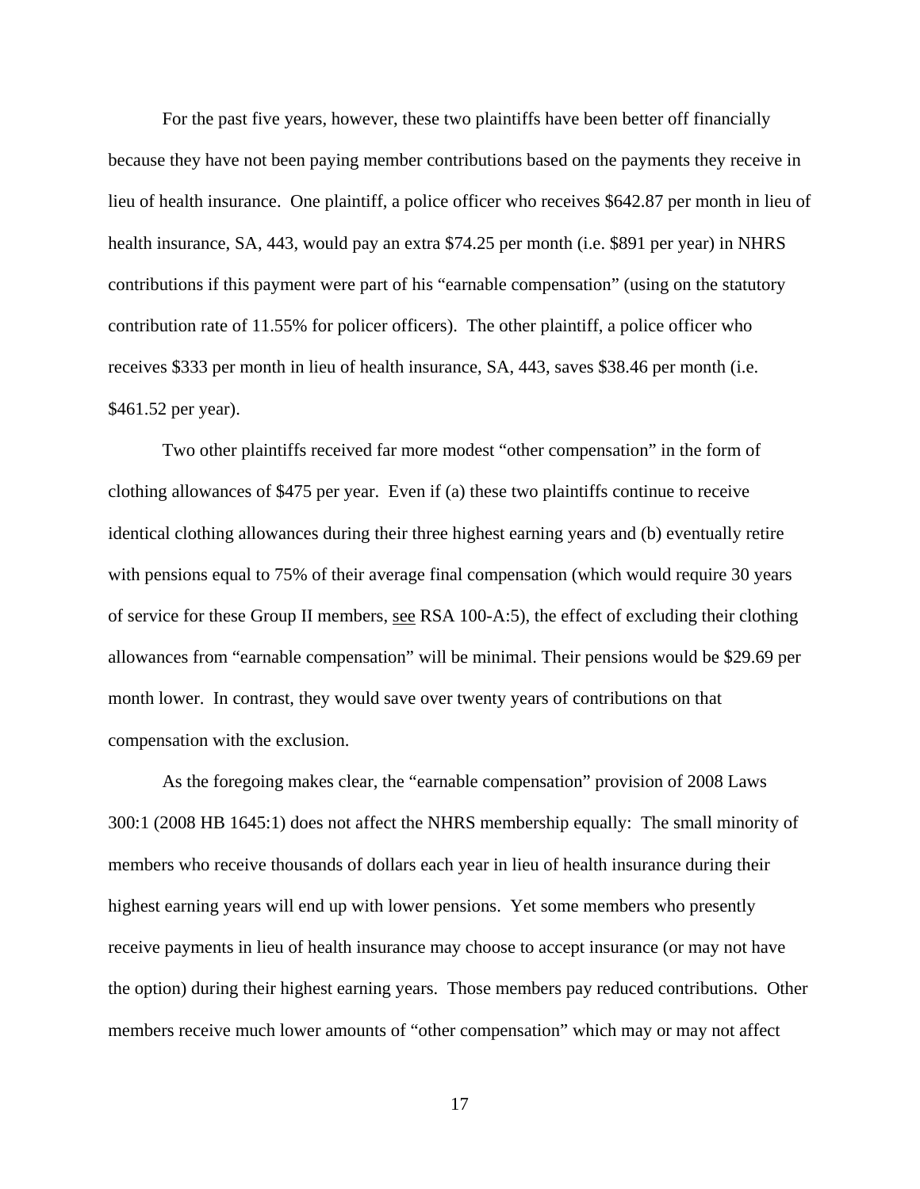For the past five years, however, these two plaintiffs have been better off financially because they have not been paying member contributions based on the payments they receive in lieu of health insurance. One plaintiff, a police officer who receives $642.87 per month in lieu of health insurance, SA, 443, would pay an extra $74.25 per month (i.e. $891 per year) in NHRS contributions if this payment were part of his "earnable compensation" (using on the statutory contribution rate of 11.55% for policer officers). The other plaintiff, a police officer who receives $333 per month in lieu of health insurance, SA, 443, saves $38.46 per month (i.e. $461.52 per year).

Two other plaintiffs received far more modest "other compensation" in the form of clothing allowances of $475 per year. Even if (a) these two plaintiffs continue to receive identical clothing allowances during their three highest earning years and (b) eventually retire with pensions equal to 75% of their average final compensation (which would require 30 years of service for these Group II members, see RSA 100-A:5), the effect of excluding their clothing allowances from "earnable compensation" will be minimal. Their pensions would be $29.69 per month lower. In contrast, they would save over twenty years of contributions on that compensation with the exclusion.

As the foregoing makes clear, the "earnable compensation" provision of 2008 Laws 300:1 (2008 HB 1645:1) does not affect the NHRS membership equally: The small minority of members who receive thousands of dollars each year in lieu of health insurance during their highest earning years will end up with lower pensions. Yet some members who presently receive payments in lieu of health insurance may choose to accept insurance (or may not have the option) during their highest earning years. Those members pay reduced contributions. Other members receive much lower amounts of "other compensation" which may or may not affect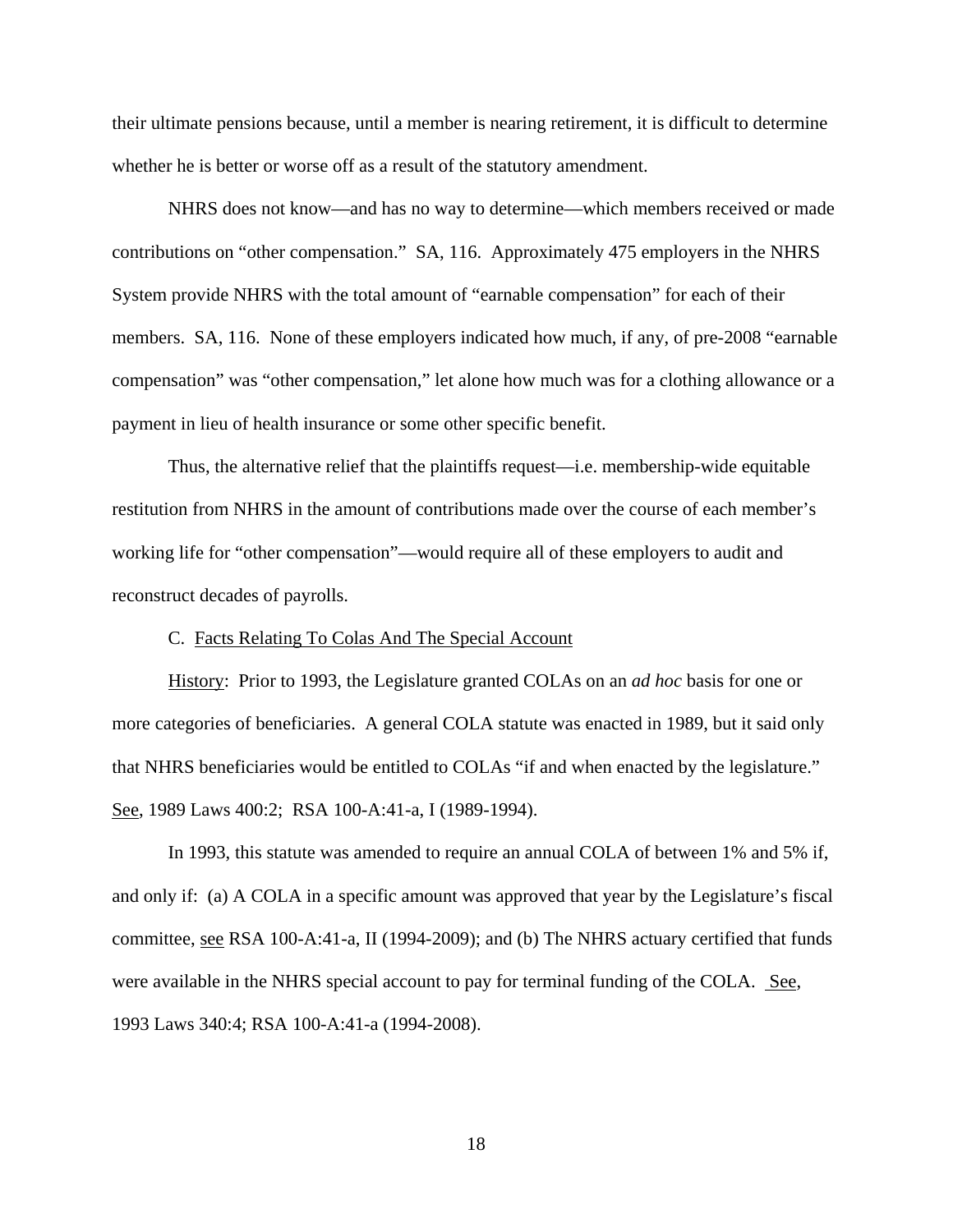their ultimate pensions because, until a member is nearing retirement, it is difficult to determine whether he is better or worse off as a result of the statutory amendment.

NHRS does not know—and has no way to determine—which members received or made contributions on "other compensation." SA, 116. Approximately 475 employers in the NHRS System provide NHRS with the total amount of "earnable compensation" for each of their members. SA, 116. None of these employers indicated how much, if any, of pre-2008 "earnable compensation" was "other compensation," let alone how much was for a clothing allowance or a payment in lieu of health insurance or some other specific benefit.

Thus, the alternative relief that the plaintiffs request—i.e. membership-wide equitable restitution from NHRS in the amount of contributions made over the course of each member's working life for "other compensation"—would require all of these employers to audit and reconstruct decades of payrolls.

C. Facts Relating To Colas And The Special Account

History: Prior to 1993, the Legislature granted COLAs on an *ad hoc* basis for one or more categories of beneficiaries. A general COLA statute was enacted in 1989, but it said only that NHRS beneficiaries would be entitled to COLAs "if and when enacted by the legislature." See, 1989 Laws 400:2; RSA 100-A:41-a, I (1989-1994).

In 1993, this statute was amended to require an annual COLA of between 1% and 5% if, and only if: (a) A COLA in a specific amount was approved that year by the Legislature's fiscal committee, see RSA 100-A:41-a, II (1994-2009); and (b) The NHRS actuary certified that funds were available in the NHRS special account to pay for terminal funding of the COLA. See, 1993 Laws 340:4; RSA 100-A:41-a (1994-2008).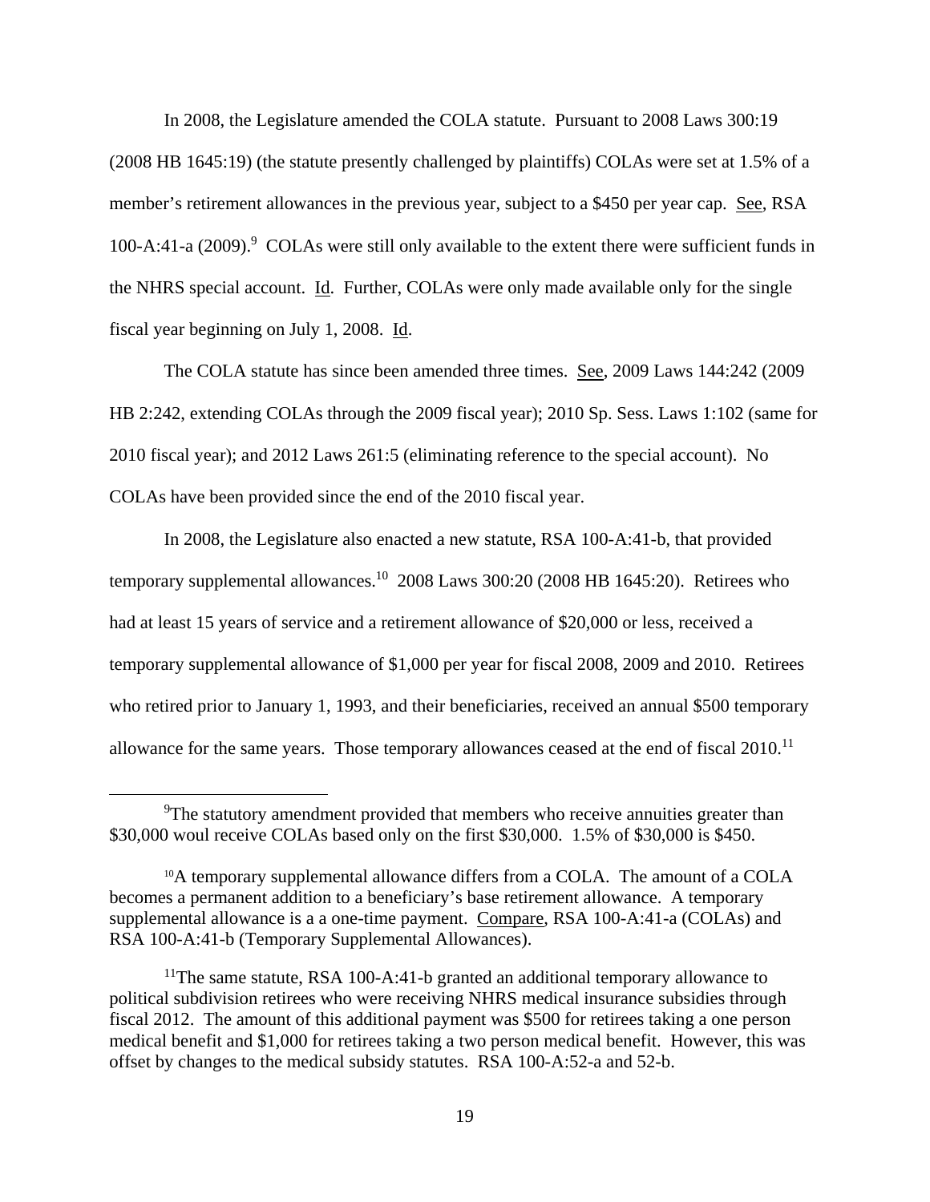In 2008, the Legislature amended the COLA statute. Pursuant to 2008 Laws 300:19 (2008 HB 1645:19) (the statute presently challenged by plaintiffs) COLAs were set at 1.5% of a member's retirement allowances in the previous year, subject to a $450 per year cap. See, RSA 100-A:41-a (2009).[9] COLAs were still only available to the extent there were sufficient funds in the NHRS special account. Id. Further, COLAs were only made available only for the single fiscal year beginning on July 1, 2008. Id.

The COLA statute has since been amended three times. See, 2009 Laws 144:242 (2009 HB 2:242, extending COLAs through the 2009 fiscal year); 2010 Sp. Sess. Laws 1:102 (same for 2010 fiscal year); and 2012 Laws 261:5 (eliminating reference to the special account). No COLAs have been provided since the end of the 2010 fiscal year.

In 2008, the Legislature also enacted a new statute, RSA 100-A:41-b, that provided temporary supplemental allowances.[10] 2008 Laws 300:20 (2008 HB 1645:20). Retirees who had at least 15 years of service and a retirement allowance of $20,000 or less, received a temporary supplemental allowance of $1,000 per year for fiscal 2008, 2009 and 2010. Retirees who retired prior to January 1, 1993, and their beneficiaries, received an annual $500 temporary allowance for the same years. Those temporary allowances ceased at the end of fiscal 2010.[11]

---

[9]The statutory amendment provided that members who receive annuities greater than $30,000 woul receive COLAs based only on the first $30,000. 1.5% of $30,000 is $450.

[10]A temporary supplemental allowance differs from a COLA. The amount of a COLA becomes a permanent addition to a beneficiary's base retirement allowance. A temporary supplemental allowance is a a one-time payment. Compare, RSA 100-A:41-a (COLAs) and RSA 100-A:41-b (Temporary Supplemental Allowances).

[11]The same statute, RSA 100-A:41-b granted an additional temporary allowance to political subdivision retirees who were receiving NHRS medical insurance subsidies through fiscal 2012. The amount of this additional payment was $500 for retirees taking a one person medical benefit and $1,000 for retirees taking a two person medical benefit. However, this was offset by changes to the medical subsidy statutes. RSA 100-A:52-a and 52-b.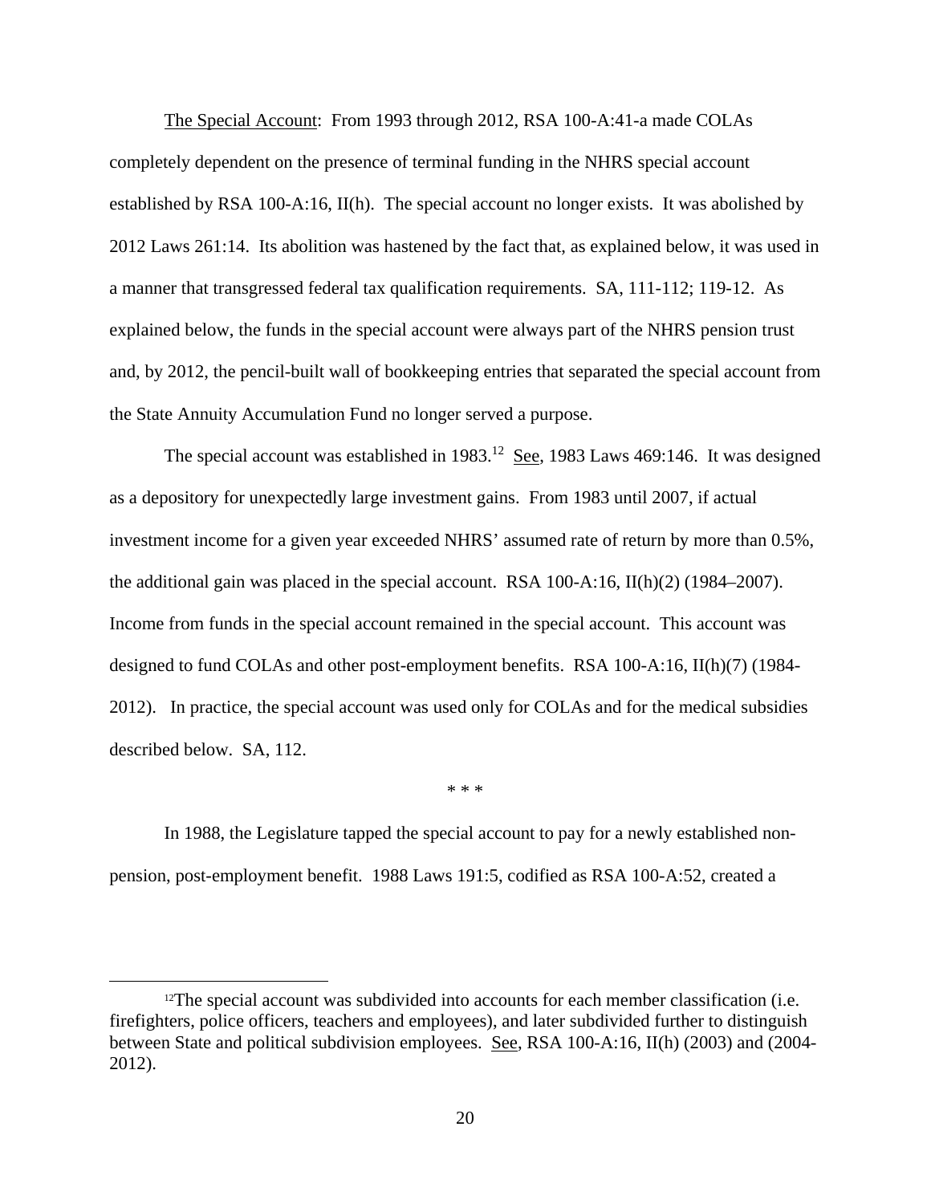The Special Account: From 1993 through 2012, RSA 100-A:41-a made COLAs completely dependent on the presence of terminal funding in the NHRS special account established by RSA 100-A:16, II(h). The special account no longer exists. It was abolished by 2012 Laws 261:14. Its abolition was hastened by the fact that, as explained below, it was used in a manner that transgressed federal tax qualification requirements. SA, 111-112; 119-12. As explained below, the funds in the special account were always part of the NHRS pension trust and, by 2012, the pencil-built wall of bookkeeping entries that separated the special account from the State Annuity Accumulation Fund no longer served a purpose.

The special account was established in 1983.[12] See, 1983 Laws 469:146. It was designed as a depository for unexpectedly large investment gains. From 1983 until 2007, if actual investment income for a given year exceeded NHRS' assumed rate of return by more than 0.5%, the additional gain was placed in the special account. RSA 100-A:16, II(h)(2) (1984–2007). Income from funds in the special account remained in the special account. This account was designed to fund COLAs and other post-employment benefits. RSA 100-A:16, II(h)(7) (1984-2012). In practice, the special account was used only for COLAs and for the medical subsidies described below. SA, 112.

\* \* \*

In 1988, the Legislature tapped the special account to pay for a newly established non-pension, post-employment benefit. 1988 Laws 191:5, codified as RSA 100-A:52, created a

[12] The special account was subdivided into accounts for each member classification (i.e. firefighters, police officers, teachers and employees), and later subdivided further to distinguish between State and political subdivision employees. See, RSA 100-A:16, II(h) (2003) and (2004-2012).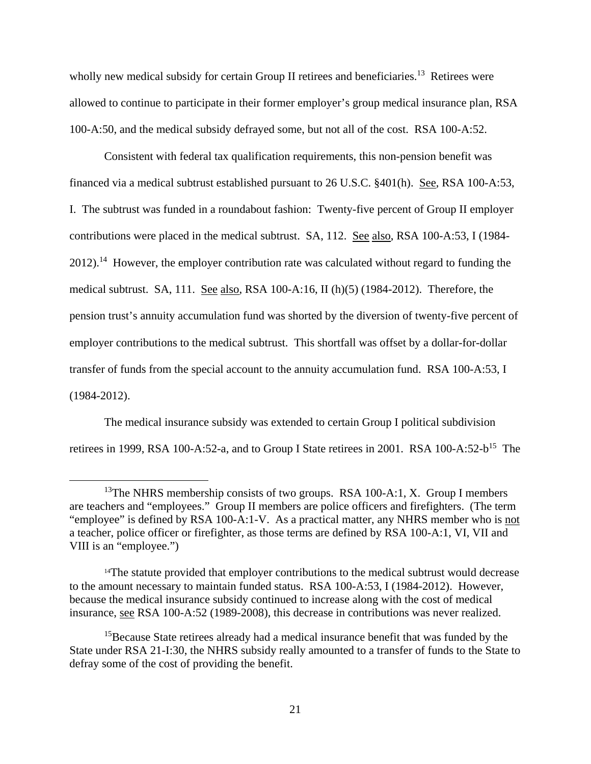wholly new medical subsidy for certain Group II retirees and beneficiaries.[13] Retirees were allowed to continue to participate in their former employer's group medical insurance plan, RSA 100-A:50, and the medical subsidy defrayed some, but not all of the cost. RSA 100-A:52.

Consistent with federal tax qualification requirements, this non-pension benefit was financed via a medical subtrust established pursuant to 26 U.S.C. §401(h). See, RSA 100-A:53, I. The subtrust was funded in a roundabout fashion: Twenty-five percent of Group II employer contributions were placed in the medical subtrust. SA, 112. See also, RSA 100-A:53, I (1984-2012).[14] However, the employer contribution rate was calculated without regard to funding the medical subtrust. SA, 111. See also, RSA 100-A:16, II (h)(5) (1984-2012). Therefore, the pension trust's annuity accumulation fund was shorted by the diversion of twenty-five percent of employer contributions to the medical subtrust. This shortfall was offset by a dollar-for-dollar transfer of funds from the special account to the annuity accumulation fund. RSA 100-A:53, I (1984-2012).

The medical insurance subsidy was extended to certain Group I political subdivision retirees in 1999, RSA 100-A:52-a, and to Group I State retirees in 2001. RSA 100-A:52-b[15] The

---

[13] The NHRS membership consists of two groups. RSA 100-A:1, X. Group I members are teachers and "employees." Group II members are police officers and firefighters. (The term "employee" is defined by RSA 100-A:1-V. As a practical matter, any NHRS member who is not a teacher, police officer or firefighter, as those terms are defined by RSA 100-A:1, VI, VII and VIII is an "employee.")

[14] The statute provided that employer contributions to the medical subtrust would decrease to the amount necessary to maintain funded status. RSA 100-A:53, I (1984-2012). However, because the medical insurance subsidy continued to increase along with the cost of medical insurance, see RSA 100-A:52 (1989-2008), this decrease in contributions was never realized.

[15] Because State retirees already had a medical insurance benefit that was funded by the State under RSA 21-I:30, the NHRS subsidy really amounted to a transfer of funds to the State to defray some of the cost of providing the benefit.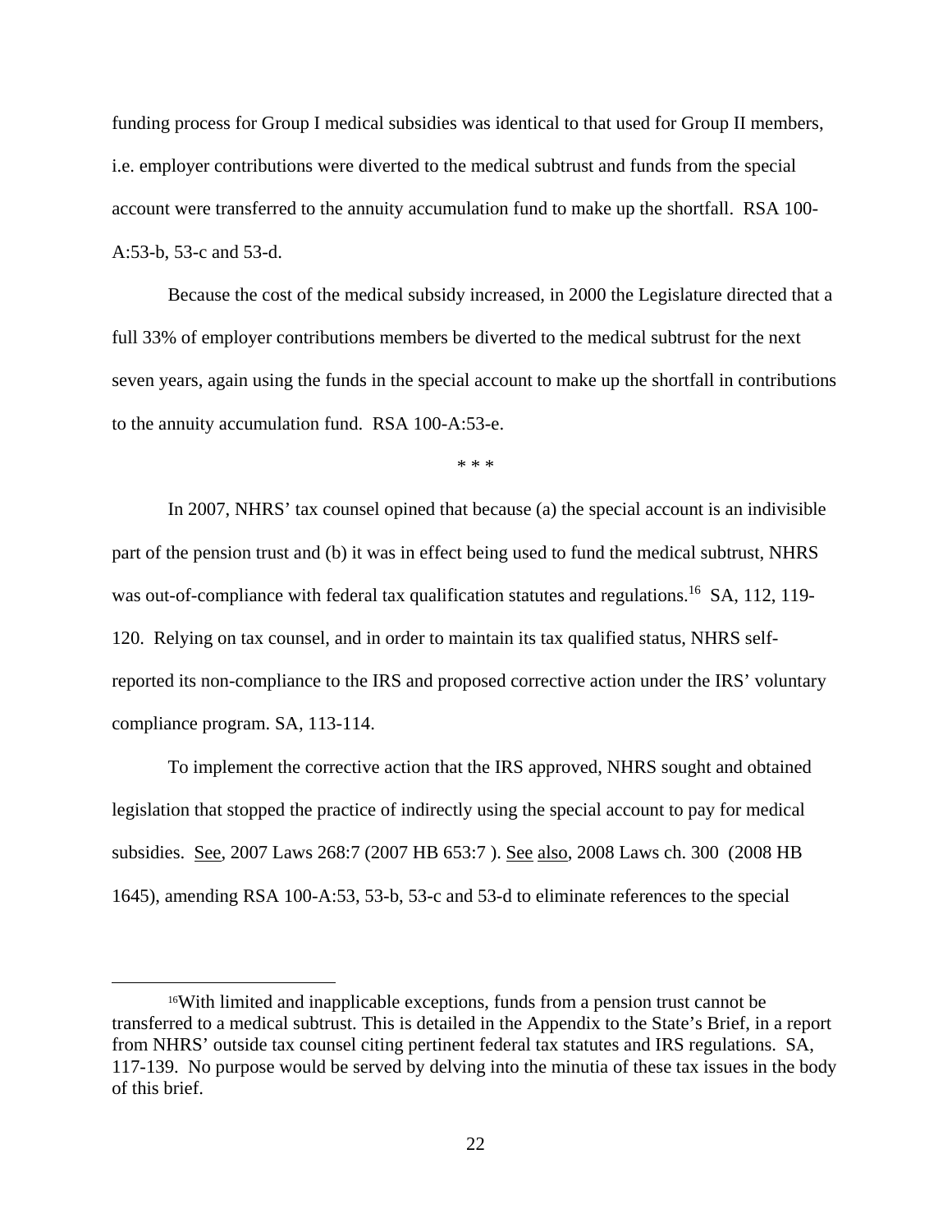funding process for Group I medical subsidies was identical to that used for Group II members, i.e. employer contributions were diverted to the medical subtrust and funds from the special account were transferred to the annuity accumulation fund to make up the shortfall. RSA 100-A:53-b, 53-c and 53-d.

Because the cost of the medical subsidy increased, in 2000 the Legislature directed that a full 33% of employer contributions members be diverted to the medical subtrust for the next seven years, again using the funds in the special account to make up the shortfall in contributions to the annuity accumulation fund. RSA 100-A:53-e.

\* \* \*

In 2007, NHRS' tax counsel opined that because (a) the special account is an indivisible part of the pension trust and (b) it was in effect being used to fund the medical subtrust, NHRS was out-of-compliance with federal tax qualification statutes and regulations.[16] SA, 112, 119-120. Relying on tax counsel, and in order to maintain its tax qualified status, NHRS self-reported its non-compliance to the IRS and proposed corrective action under the IRS' voluntary compliance program. SA, 113-114.

To implement the corrective action that the IRS approved, NHRS sought and obtained legislation that stopped the practice of indirectly using the special account to pay for medical subsidies. See, 2007 Laws 268:7 (2007 HB 653:7 ). See also, 2008 Laws ch. 300 (2008 HB 1645), amending RSA 100-A:53, 53-b, 53-c and 53-d to eliminate references to the special

[16] With limited and inapplicable exceptions, funds from a pension trust cannot be transferred to a medical subtrust. This is detailed in the Appendix to the State's Brief, in a report from NHRS' outside tax counsel citing pertinent federal tax statutes and IRS regulations. SA, 117-139. No purpose would be served by delving into the minutia of these tax issues in the body of this brief.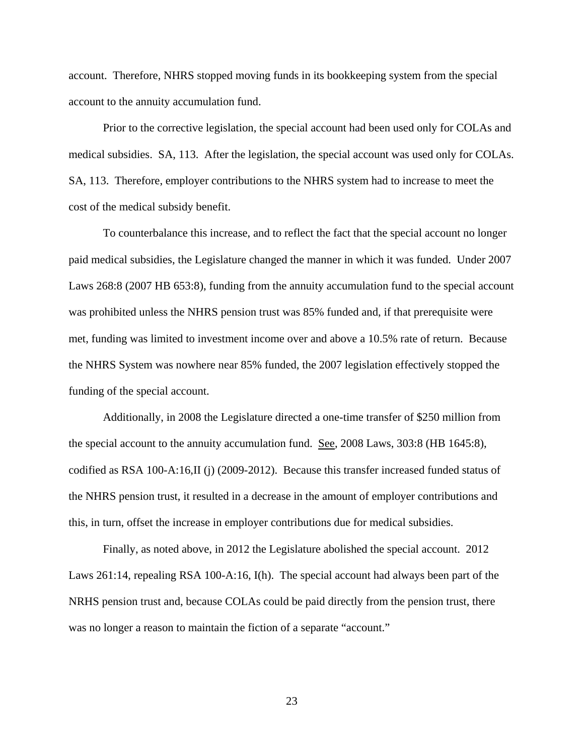account. Therefore, NHRS stopped moving funds in its bookkeeping system from the special account to the annuity accumulation fund.

Prior to the corrective legislation, the special account had been used only for COLAs and medical subsidies. SA, 113. After the legislation, the special account was used only for COLAs. SA, 113. Therefore, employer contributions to the NHRS system had to increase to meet the cost of the medical subsidy benefit.

To counterbalance this increase, and to reflect the fact that the special account no longer paid medical subsidies, the Legislature changed the manner in which it was funded. Under 2007 Laws 268:8 (2007 HB 653:8), funding from the annuity accumulation fund to the special account was prohibited unless the NHRS pension trust was 85% funded and, if that prerequisite were met, funding was limited to investment income over and above a 10.5% rate of return. Because the NHRS System was nowhere near 85% funded, the 2007 legislation effectively stopped the funding of the special account.

Additionally, in 2008 the Legislature directed a one-time transfer of $250 million from the special account to the annuity accumulation fund. See, 2008 Laws, 303:8 (HB 1645:8), codified as RSA 100-A:16,II (j) (2009-2012). Because this transfer increased funded status of the NHRS pension trust, it resulted in a decrease in the amount of employer contributions and this, in turn, offset the increase in employer contributions due for medical subsidies.

Finally, as noted above, in 2012 the Legislature abolished the special account. 2012 Laws 261:14, repealing RSA 100-A:16, I(h). The special account had always been part of the NRHS pension trust and, because COLAs could be paid directly from the pension trust, there was no longer a reason to maintain the fiction of a separate "account."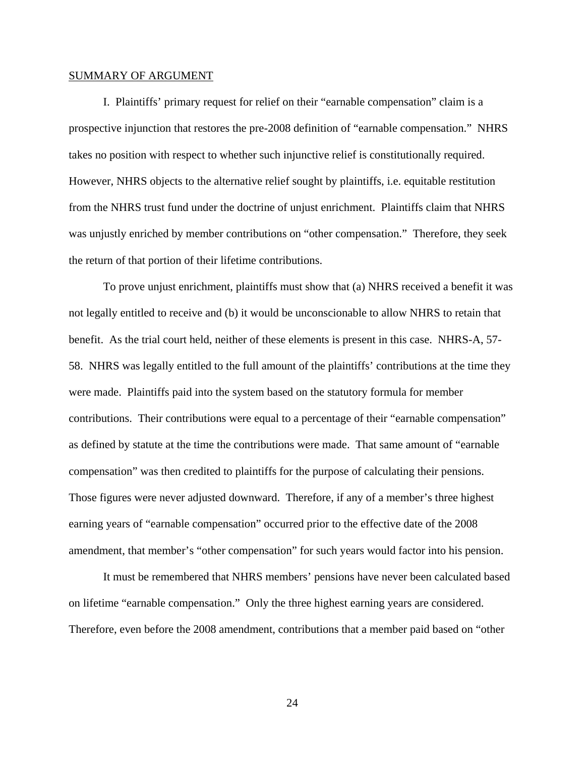SUMMARY OF ARGUMENT

I. Plaintiffs' primary request for relief on their "earnable compensation" claim is a prospective injunction that restores the pre-2008 definition of "earnable compensation." NHRS takes no position with respect to whether such injunctive relief is constitutionally required. However, NHRS objects to the alternative relief sought by plaintiffs, i.e. equitable restitution from the NHRS trust fund under the doctrine of unjust enrichment. Plaintiffs claim that NHRS was unjustly enriched by member contributions on "other compensation." Therefore, they seek the return of that portion of their lifetime contributions.

To prove unjust enrichment, plaintiffs must show that (a) NHRS received a benefit it was not legally entitled to receive and (b) it would be unconscionable to allow NHRS to retain that benefit. As the trial court held, neither of these elements is present in this case. NHRS-A, 57-58. NHRS was legally entitled to the full amount of the plaintiffs' contributions at the time they were made. Plaintiffs paid into the system based on the statutory formula for member contributions. Their contributions were equal to a percentage of their "earnable compensation" as defined by statute at the time the contributions were made. That same amount of "earnable compensation" was then credited to plaintiffs for the purpose of calculating their pensions. Those figures were never adjusted downward. Therefore, if any of a member's three highest earning years of "earnable compensation" occurred prior to the effective date of the 2008 amendment, that member's "other compensation" for such years would factor into his pension.

It must be remembered that NHRS members' pensions have never been calculated based on lifetime "earnable compensation." Only the three highest earning years are considered. Therefore, even before the 2008 amendment, contributions that a member paid based on "other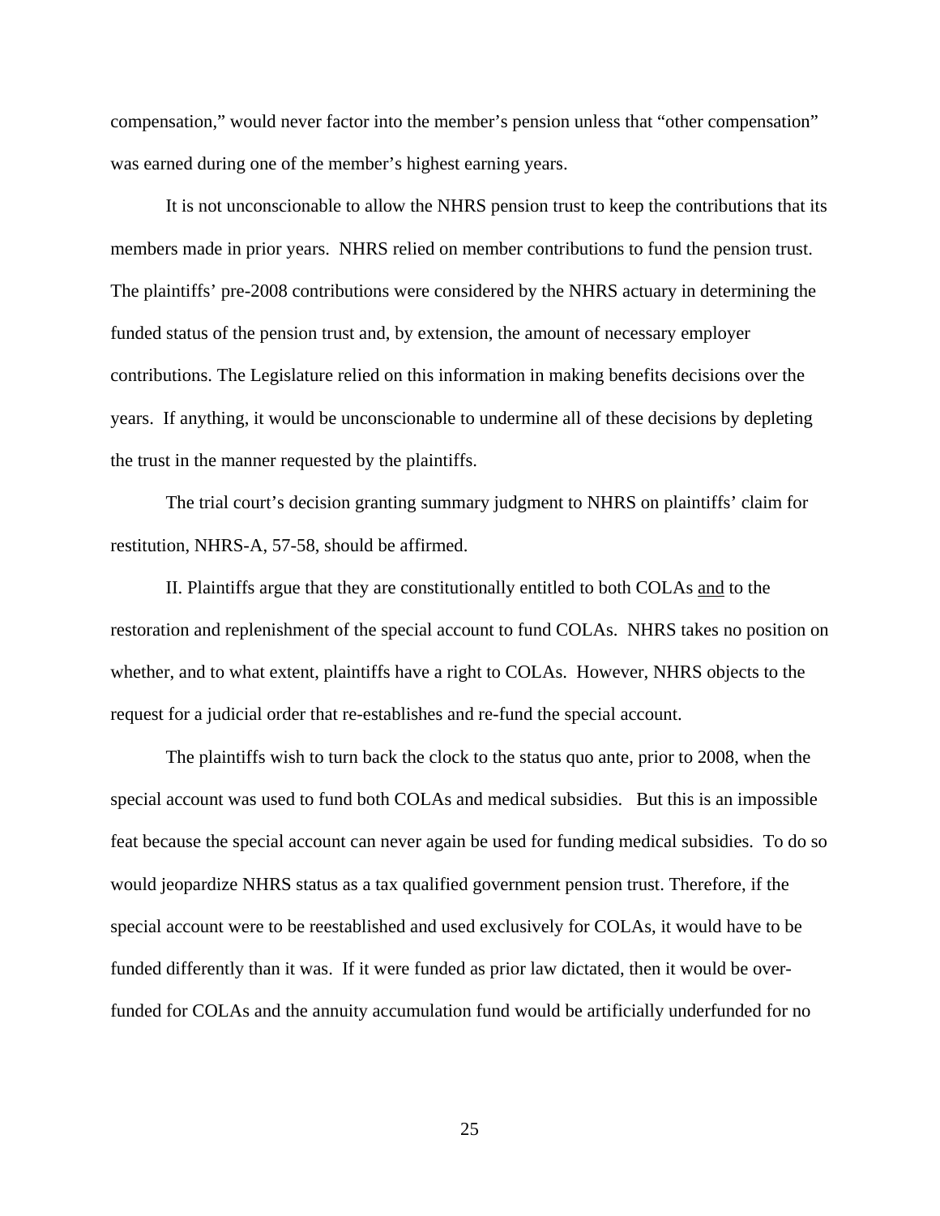compensation," would never factor into the member's pension unless that "other compensation" was earned during one of the member's highest earning years.

It is not unconscionable to allow the NHRS pension trust to keep the contributions that its members made in prior years. NHRS relied on member contributions to fund the pension trust. The plaintiffs' pre-2008 contributions were considered by the NHRS actuary in determining the funded status of the pension trust and, by extension, the amount of necessary employer contributions. The Legislature relied on this information in making benefits decisions over the years. If anything, it would be unconscionable to undermine all of these decisions by depleting the trust in the manner requested by the plaintiffs.

The trial court's decision granting summary judgment to NHRS on plaintiffs' claim for restitution, NHRS-A, 57-58, should be affirmed.

II. Plaintiffs argue that they are constitutionally entitled to both COLAs <u>and</u> to the restoration and replenishment of the special account to fund COLAs. NHRS takes no position on whether, and to what extent, plaintiffs have a right to COLAs. However, NHRS objects to the request for a judicial order that re-establishes and re-fund the special account.

The plaintiffs wish to turn back the clock to the status quo ante, prior to 2008, when the special account was used to fund both COLAs and medical subsidies. But this is an impossible feat because the special account can never again be used for funding medical subsidies. To do so would jeopardize NHRS status as a tax qualified government pension trust. Therefore, if the special account were to be reestablished and used exclusively for COLAs, it would have to be funded differently than it was. If it were funded as prior law dictated, then it would be over-funded for COLAs and the annuity accumulation fund would be artificially underfunded for no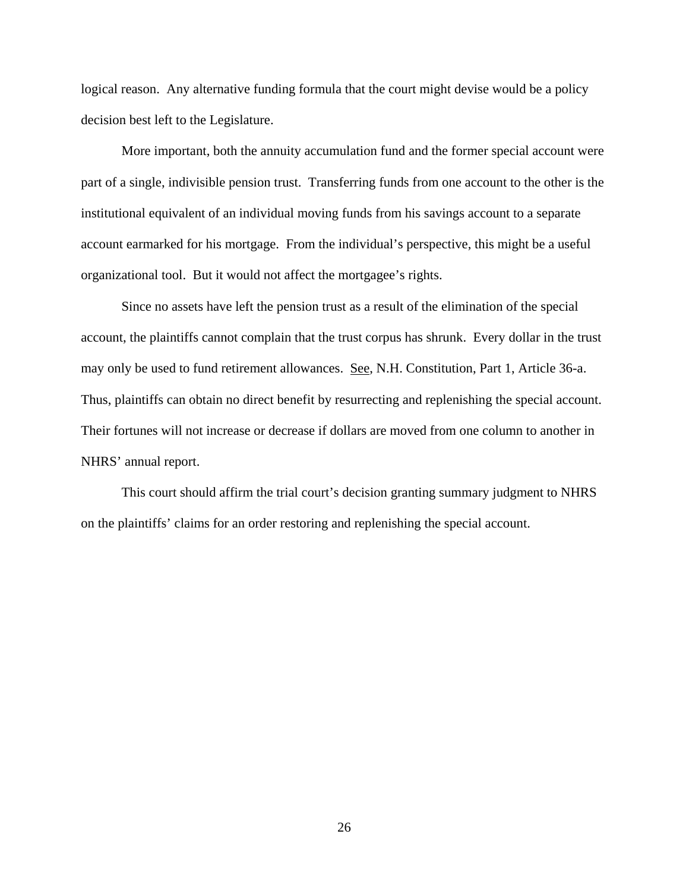logical reason. Any alternative funding formula that the court might devise would be a policy decision best left to the Legislature.

More important, both the annuity accumulation fund and the former special account were part of a single, indivisible pension trust. Transferring funds from one account to the other is the institutional equivalent of an individual moving funds from his savings account to a separate account earmarked for his mortgage. From the individual's perspective, this might be a useful organizational tool. But it would not affect the mortgagee's rights.

Since no assets have left the pension trust as a result of the elimination of the special account, the plaintiffs cannot complain that the trust corpus has shrunk. Every dollar in the trust may only be used to fund retirement allowances. See, N.H. Constitution, Part 1, Article 36-a. Thus, plaintiffs can obtain no direct benefit by resurrecting and replenishing the special account. Their fortunes will not increase or decrease if dollars are moved from one column to another in NHRS' annual report.

This court should affirm the trial court's decision granting summary judgment to NHRS on the plaintiffs' claims for an order restoring and replenishing the special account.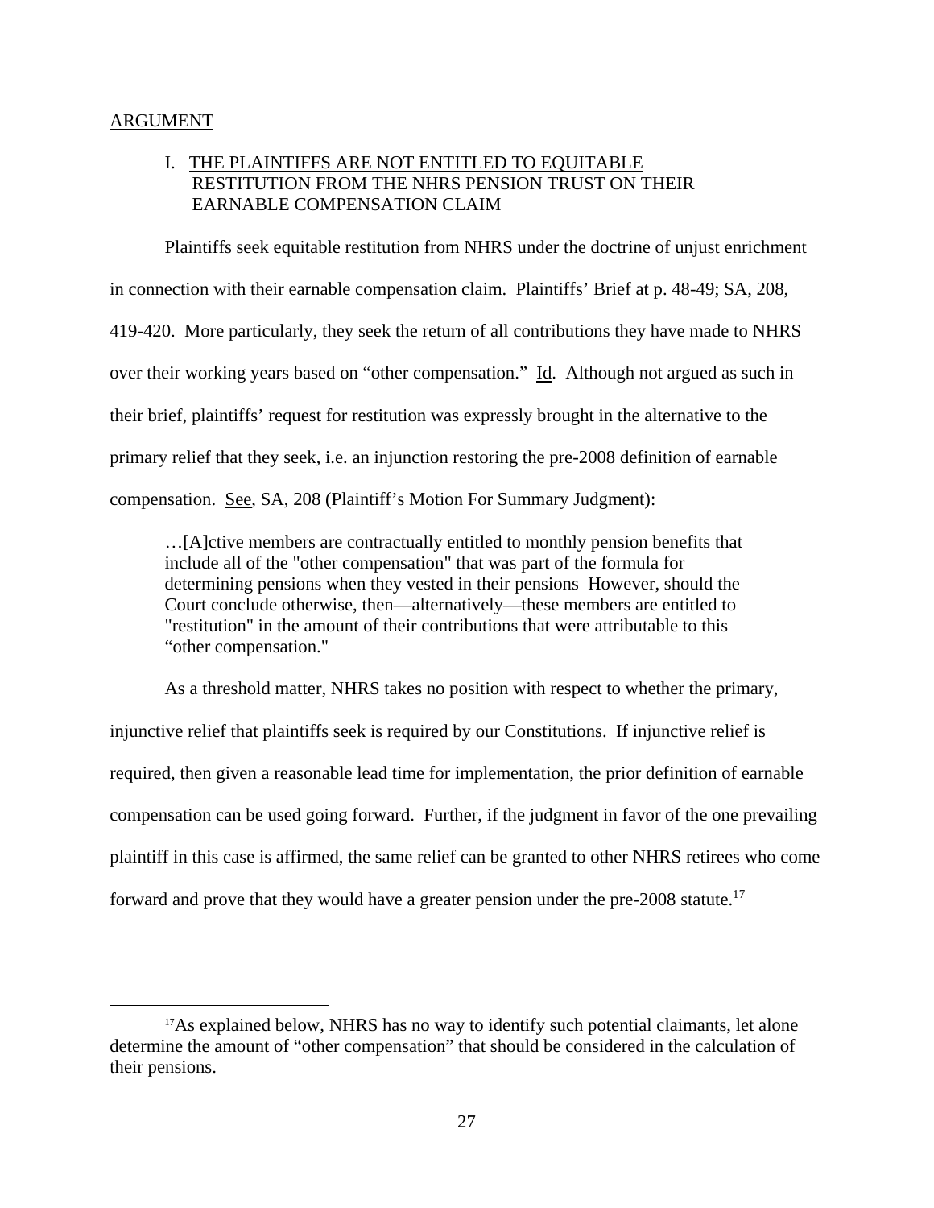ARGUMENT

I. THE PLAINTIFFS ARE NOT ENTITLED TO EQUITABLE RESTITUTION FROM THE NHRS PENSION TRUST ON THEIR EARNABLE COMPENSATION CLAIM

Plaintiffs seek equitable restitution from NHRS under the doctrine of unjust enrichment in connection with their earnable compensation claim. Plaintiffs' Brief at p. 48-49; SA, 208, 419-420. More particularly, they seek the return of all contributions they have made to NHRS over their working years based on "other compensation." Id. Although not argued as such in their brief, plaintiffs' request for restitution was expressly brought in the alternative to the primary relief that they seek, i.e. an injunction restoring the pre-2008 definition of earnable compensation. See, SA, 208 (Plaintiff's Motion For Summary Judgment):

> …[A]ctive members are contractually entitled to monthly pension benefits that include all of the "other compensation" that was part of the formula for determining pensions when they vested in their pensions However, should the Court conclude otherwise, then—alternatively—these members are entitled to "restitution" in the amount of their contributions that were attributable to this "other compensation."

As a threshold matter, NHRS takes no position with respect to whether the primary, injunctive relief that plaintiffs seek is required by our Constitutions. If injunctive relief is required, then given a reasonable lead time for implementation, the prior definition of earnable compensation can be used going forward. Further, if the judgment in favor of the one prevailing plaintiff in this case is affirmed, the same relief can be granted to other NHRS retirees who come forward and prove that they would have a greater pension under the pre-2008 statute.[17]

[17] As explained below, NHRS has no way to identify such potential claimants, let alone determine the amount of "other compensation" that should be considered in the calculation of their pensions.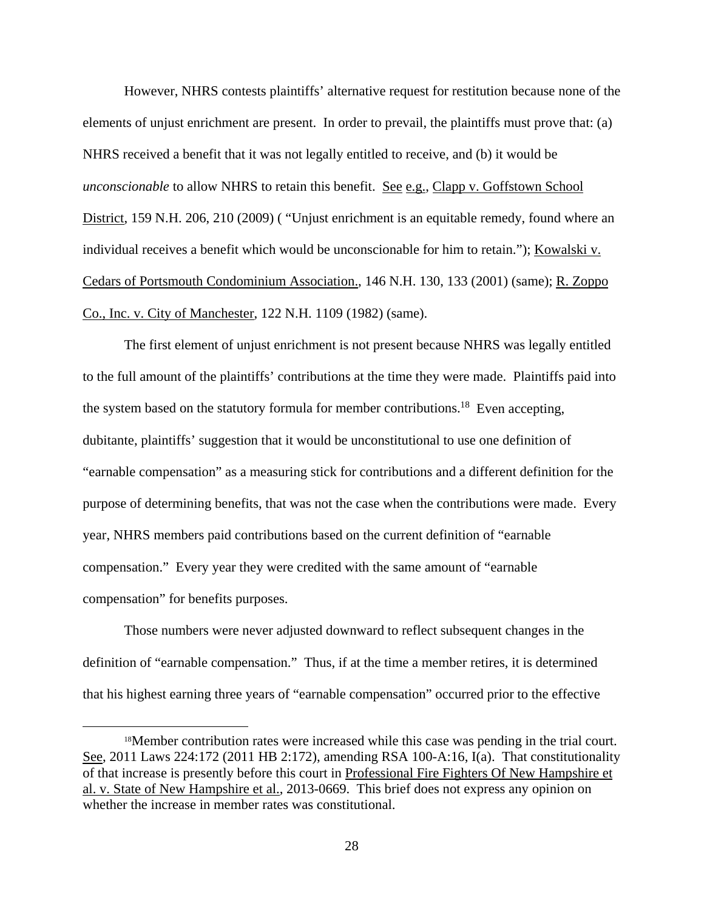However, NHRS contests plaintiffs' alternative request for restitution because none of the elements of unjust enrichment are present. In order to prevail, the plaintiffs must prove that: (a) NHRS received a benefit that it was not legally entitled to receive, and (b) it would be *unconscionable* to allow NHRS to retain this benefit. See e.g., Clapp v. Goffstown School District, 159 N.H. 206, 210 (2009) ( "Unjust enrichment is an equitable remedy, found where an individual receives a benefit which would be unconscionable for him to retain."); Kowalski v. Cedars of Portsmouth Condominium Association., 146 N.H. 130, 133 (2001) (same); R. Zoppo Co., Inc. v. City of Manchester, 122 N.H. 1109 (1982) (same).

The first element of unjust enrichment is not present because NHRS was legally entitled to the full amount of the plaintiffs' contributions at the time they were made. Plaintiffs paid into the system based on the statutory formula for member contributions.[18] Even accepting, dubitante, plaintiffs' suggestion that it would be unconstitutional to use one definition of "earnable compensation" as a measuring stick for contributions and a different definition for the purpose of determining benefits, that was not the case when the contributions were made. Every year, NHRS members paid contributions based on the current definition of "earnable compensation." Every year they were credited with the same amount of "earnable compensation" for benefits purposes.

Those numbers were never adjusted downward to reflect subsequent changes in the definition of "earnable compensation." Thus, if at the time a member retires, it is determined that his highest earning three years of "earnable compensation" occurred prior to the effective

[18]Member contribution rates were increased while this case was pending in the trial court. See, 2011 Laws 224:172 (2011 HB 2:172), amending RSA 100-A:16, I(a). That constitutionality of that increase is presently before this court in Professional Fire Fighters Of New Hampshire et al. v. State of New Hampshire et al., 2013-0669. This brief does not express any opinion on whether the increase in member rates was constitutional.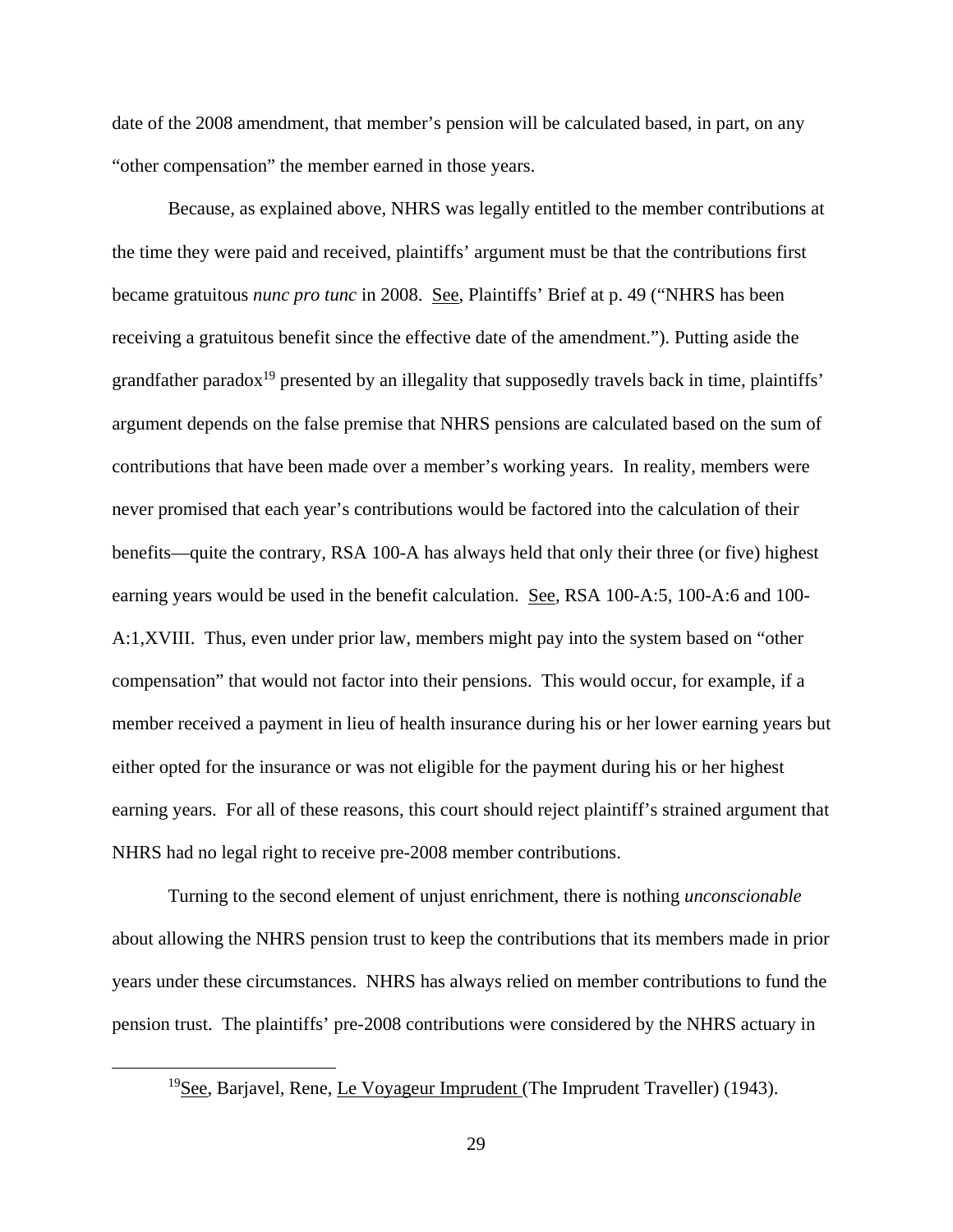date of the 2008 amendment, that member's pension will be calculated based, in part, on any "other compensation" the member earned in those years.

Because, as explained above, NHRS was legally entitled to the member contributions at the time they were paid and received, plaintiffs' argument must be that the contributions first became gratuitous *nunc pro tunc* in 2008. See, Plaintiffs' Brief at p. 49 ("NHRS has been receiving a gratuitous benefit since the effective date of the amendment."). Putting aside the grandfather paradox[19] presented by an illegality that supposedly travels back in time, plaintiffs' argument depends on the false premise that NHRS pensions are calculated based on the sum of contributions that have been made over a member's working years. In reality, members were never promised that each year's contributions would be factored into the calculation of their benefits—quite the contrary, RSA 100-A has always held that only their three (or five) highest earning years would be used in the benefit calculation. See, RSA 100-A:5, 100-A:6 and 100-A:1,XVIII. Thus, even under prior law, members might pay into the system based on "other compensation" that would not factor into their pensions. This would occur, for example, if a member received a payment in lieu of health insurance during his or her lower earning years but either opted for the insurance or was not eligible for the payment during his or her highest earning years. For all of these reasons, this court should reject plaintiff's strained argument that NHRS had no legal right to receive pre-2008 member contributions.

Turning to the second element of unjust enrichment, there is nothing *unconscionable* about allowing the NHRS pension trust to keep the contributions that its members made in prior years under these circumstances. NHRS has always relied on member contributions to fund the pension trust. The plaintiffs' pre-2008 contributions were considered by the NHRS actuary in

---

[19] See, Barjavel, Rene, Le Voyageur Imprudent (The Imprudent Traveller) (1943).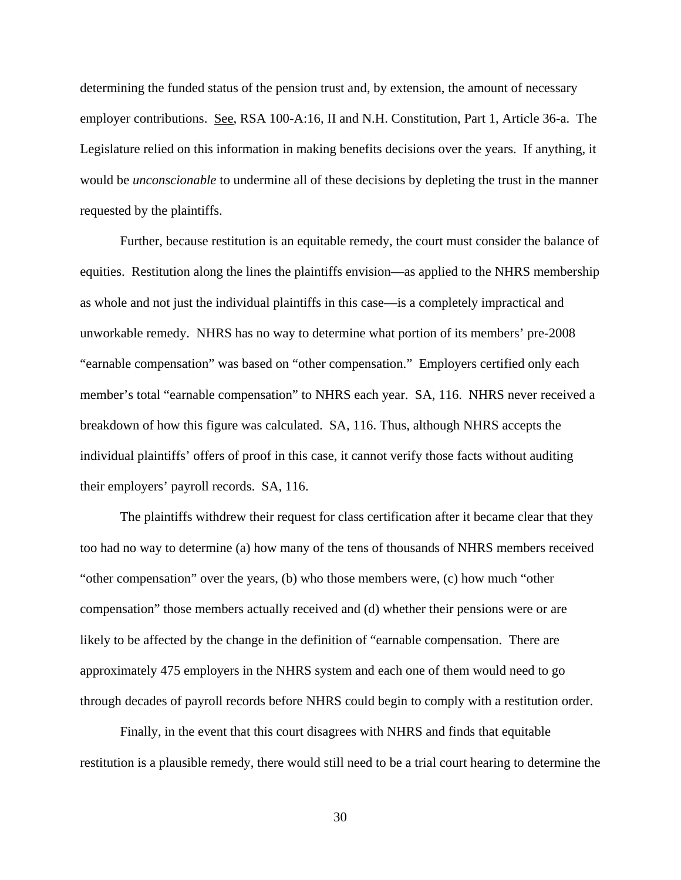determining the funded status of the pension trust and, by extension, the amount of necessary employer contributions. See, RSA 100-A:16, II and N.H. Constitution, Part 1, Article 36-a. The Legislature relied on this information in making benefits decisions over the years. If anything, it would be *unconscionable* to undermine all of these decisions by depleting the trust in the manner requested by the plaintiffs.

Further, because restitution is an equitable remedy, the court must consider the balance of equities. Restitution along the lines the plaintiffs envision—as applied to the NHRS membership as whole and not just the individual plaintiffs in this case—is a completely impractical and unworkable remedy. NHRS has no way to determine what portion of its members' pre-2008 "earnable compensation" was based on "other compensation." Employers certified only each member's total "earnable compensation" to NHRS each year. SA, 116. NHRS never received a breakdown of how this figure was calculated. SA, 116. Thus, although NHRS accepts the individual plaintiffs' offers of proof in this case, it cannot verify those facts without auditing their employers' payroll records. SA, 116.

The plaintiffs withdrew their request for class certification after it became clear that they too had no way to determine (a) how many of the tens of thousands of NHRS members received "other compensation" over the years, (b) who those members were, (c) how much "other compensation" those members actually received and (d) whether their pensions were or are likely to be affected by the change in the definition of "earnable compensation. There are approximately 475 employers in the NHRS system and each one of them would need to go through decades of payroll records before NHRS could begin to comply with a restitution order.

Finally, in the event that this court disagrees with NHRS and finds that equitable restitution is a plausible remedy, there would still need to be a trial court hearing to determine the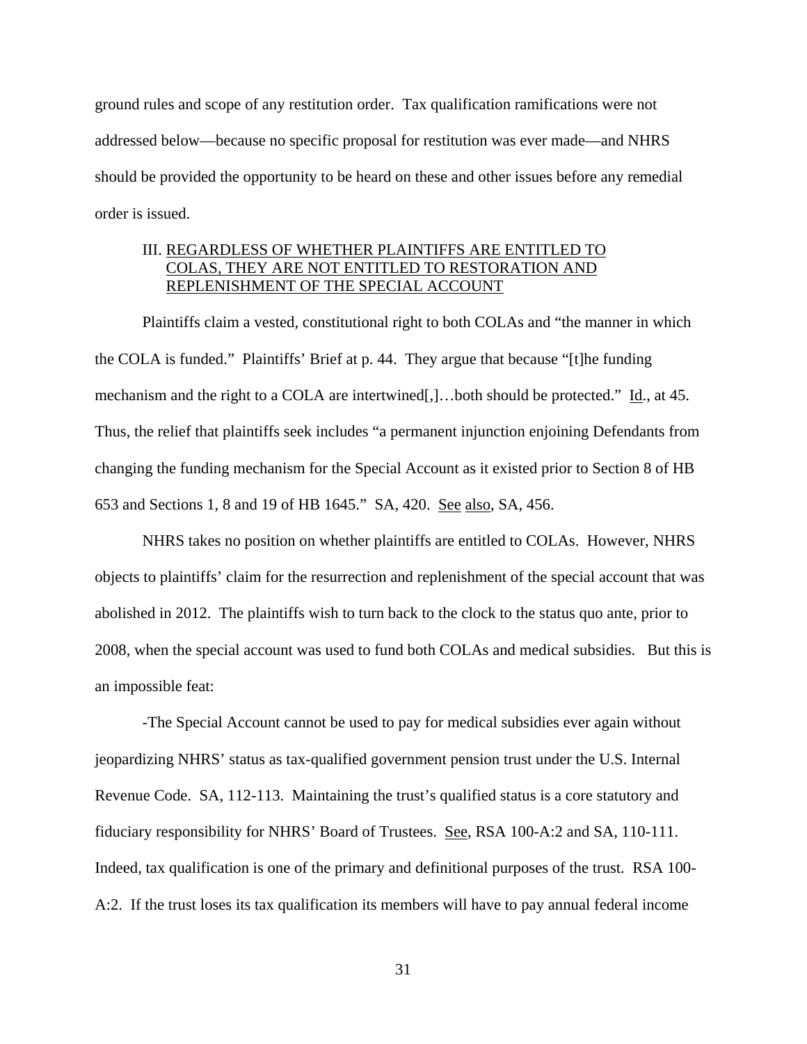ground rules and scope of any restitution order. Tax qualification ramifications were not addressed below—because no specific proposal for restitution was ever made—and NHRS should be provided the opportunity to be heard on these and other issues before any remedial order is issued.

### III. REGARDLESS OF WHETHER PLAINTIFFS ARE ENTITLED TO COLAS, THEY ARE NOT ENTITLED TO RESTORATION AND REPLENISHMENT OF THE SPECIAL ACCOUNT

Plaintiffs claim a vested, constitutional right to both COLAs and "the manner in which the COLA is funded." Plaintiffs' Brief at p. 44. They argue that because "[t]he funding mechanism and the right to a COLA are intertwined[,]…both should be protected." Id., at 45. Thus, the relief that plaintiffs seek includes "a permanent injunction enjoining Defendants from changing the funding mechanism for the Special Account as it existed prior to Section 8 of HB 653 and Sections 1, 8 and 19 of HB 1645." SA, 420. See also, SA, 456.

NHRS takes no position on whether plaintiffs are entitled to COLAs. However, NHRS objects to plaintiffs' claim for the resurrection and replenishment of the special account that was abolished in 2012. The plaintiffs wish to turn back to the clock to the status quo ante, prior to 2008, when the special account was used to fund both COLAs and medical subsidies. But this is an impossible feat:

-The Special Account cannot be used to pay for medical subsidies ever again without jeopardizing NHRS' status as tax-qualified government pension trust under the U.S. Internal Revenue Code. SA, 112-113. Maintaining the trust's qualified status is a core statutory and fiduciary responsibility for NHRS' Board of Trustees. See, RSA 100-A:2 and SA, 110-111. Indeed, tax qualification is one of the primary and definitional purposes of the trust. RSA 100-A:2. If the trust loses its tax qualification its members will have to pay annual federal income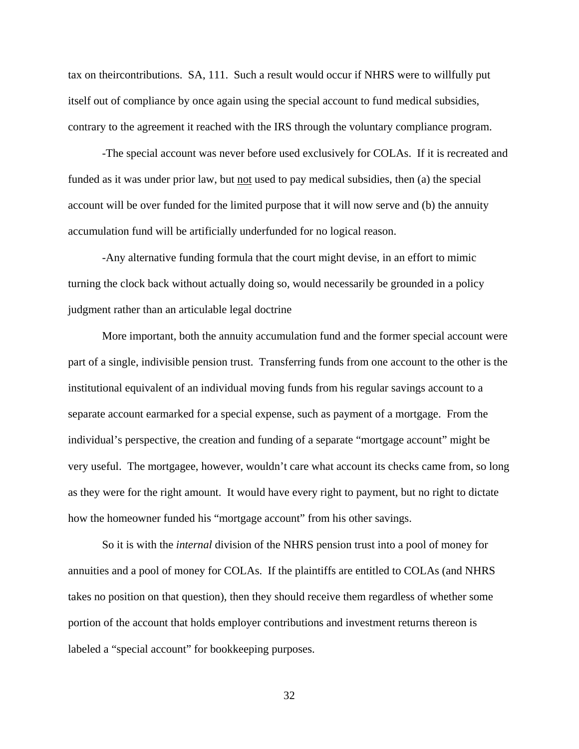tax on theircontributions. SA, 111. Such a result would occur if NHRS were to willfully put itself out of compliance by once again using the special account to fund medical subsidies, contrary to the agreement it reached with the IRS through the voluntary compliance program.

-The special account was never before used exclusively for COLAs. If it is recreated and funded as it was under prior law, but <u>not</u> used to pay medical subsidies, then (a) the special account will be over funded for the limited purpose that it will now serve and (b) the annuity accumulation fund will be artificially underfunded for no logical reason.

-Any alternative funding formula that the court might devise, in an effort to mimic turning the clock back without actually doing so, would necessarily be grounded in a policy judgment rather than an articulable legal doctrine

More important, both the annuity accumulation fund and the former special account were part of a single, indivisible pension trust. Transferring funds from one account to the other is the institutional equivalent of an individual moving funds from his regular savings account to a separate account earmarked for a special expense, such as payment of a mortgage. From the individual's perspective, the creation and funding of a separate "mortgage account" might be very useful. The mortgagee, however, wouldn't care what account its checks came from, so long as they were for the right amount. It would have every right to payment, but no right to dictate how the homeowner funded his "mortgage account" from his other savings.

So it is with the *internal* division of the NHRS pension trust into a pool of money for annuities and a pool of money for COLAs. If the plaintiffs are entitled to COLAs (and NHRS takes no position on that question), then they should receive them regardless of whether some portion of the account that holds employer contributions and investment returns thereon is labeled a "special account" for bookkeeping purposes.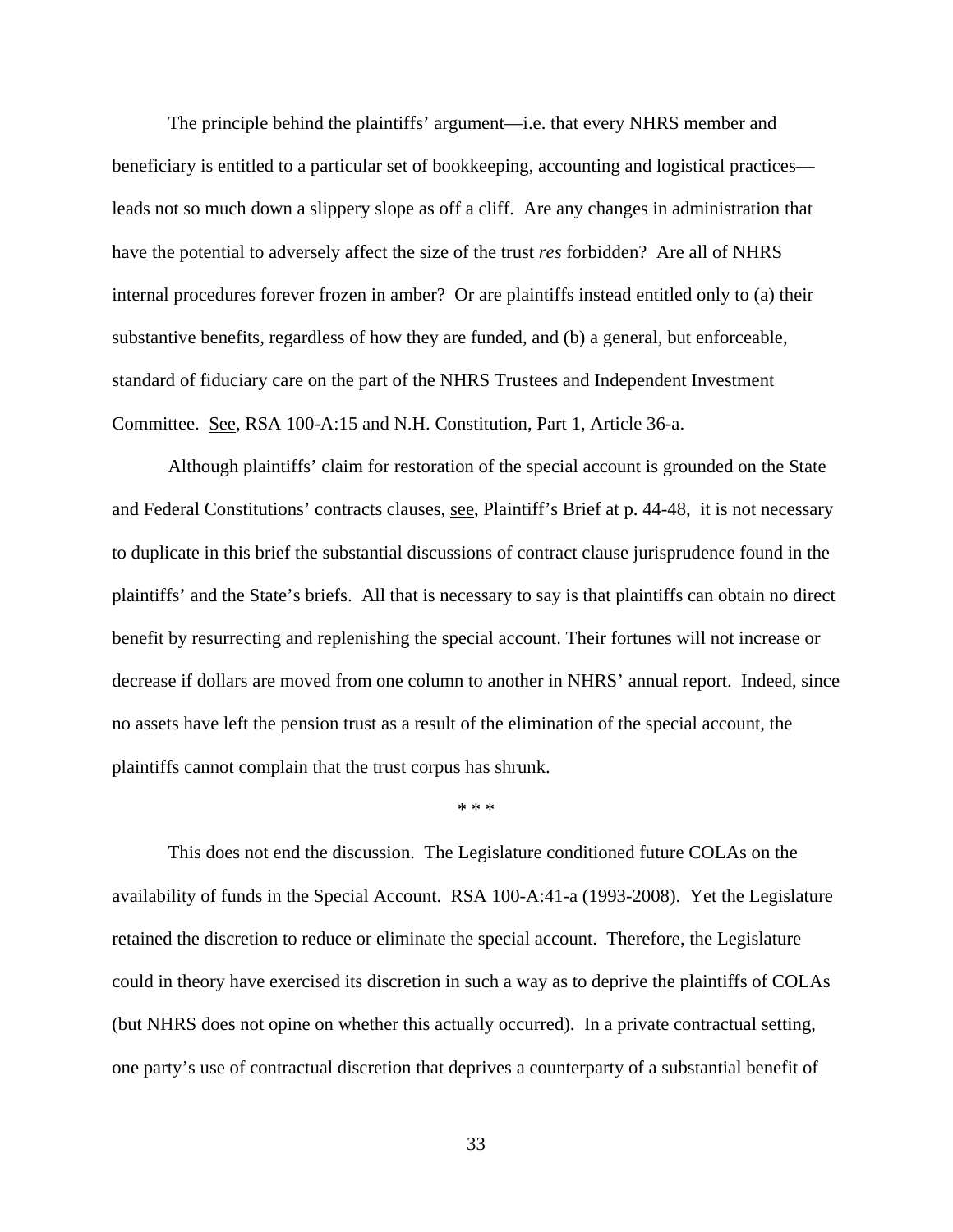The principle behind the plaintiffs' argument—i.e. that every NHRS member and beneficiary is entitled to a particular set of bookkeeping, accounting and logistical practices—leads not so much down a slippery slope as off a cliff. Are any changes in administration that have the potential to adversely affect the size of the trust *res* forbidden? Are all of NHRS internal procedures forever frozen in amber? Or are plaintiffs instead entitled only to (a) their substantive benefits, regardless of how they are funded, and (b) a general, but enforceable, standard of fiduciary care on the part of the NHRS Trustees and Independent Investment Committee. See, RSA 100-A:15 and N.H. Constitution, Part 1, Article 36-a.

Although plaintiffs' claim for restoration of the special account is grounded on the State and Federal Constitutions' contracts clauses, see, Plaintiff's Brief at p. 44-48, it is not necessary to duplicate in this brief the substantial discussions of contract clause jurisprudence found in the plaintiffs' and the State's briefs. All that is necessary to say is that plaintiffs can obtain no direct benefit by resurrecting and replenishing the special account. Their fortunes will not increase or decrease if dollars are moved from one column to another in NHRS' annual report. Indeed, since no assets have left the pension trust as a result of the elimination of the special account, the plaintiffs cannot complain that the trust corpus has shrunk.

\* \* \*

This does not end the discussion. The Legislature conditioned future COLAs on the availability of funds in the Special Account. RSA 100-A:41-a (1993-2008). Yet the Legislature retained the discretion to reduce or eliminate the special account. Therefore, the Legislature could in theory have exercised its discretion in such a way as to deprive the plaintiffs of COLAs (but NHRS does not opine on whether this actually occurred). In a private contractual setting, one party's use of contractual discretion that deprives a counterparty of a substantial benefit of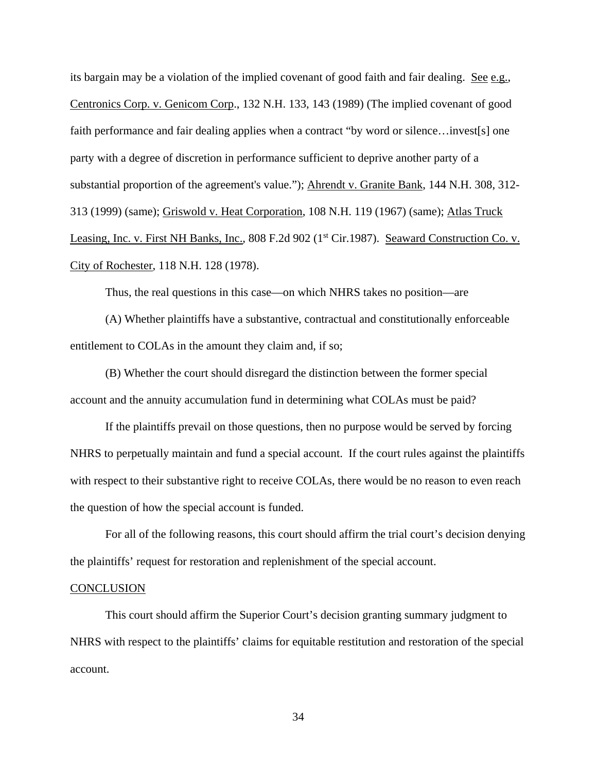its bargain may be a violation of the implied covenant of good faith and fair dealing. See e.g., Centronics Corp. v. Genicom Corp., 132 N.H. 133, 143 (1989) (The implied covenant of good faith performance and fair dealing applies when a contract "by word or silence…invest[s] one party with a degree of discretion in performance sufficient to deprive another party of a substantial proportion of the agreement's value."); Ahrendt v. Granite Bank, 144 N.H. 308, 312-313 (1999) (same); Griswold v. Heat Corporation, 108 N.H. 119 (1967) (same); Atlas Truck Leasing, Inc. v. First NH Banks, Inc., 808 F.2d 902 (1st Cir.1987). Seaward Construction Co. v. City of Rochester, 118 N.H. 128 (1978).

Thus, the real questions in this case—on which NHRS takes no position—are

(A) Whether plaintiffs have a substantive, contractual and constitutionally enforceable entitlement to COLAs in the amount they claim and, if so;

(B) Whether the court should disregard the distinction between the former special account and the annuity accumulation fund in determining what COLAs must be paid?

If the plaintiffs prevail on those questions, then no purpose would be served by forcing NHRS to perpetually maintain and fund a special account. If the court rules against the plaintiffs with respect to their substantive right to receive COLAs, there would be no reason to even reach the question of how the special account is funded.

For all of the following reasons, this court should affirm the trial court's decision denying the plaintiffs' request for restoration and replenishment of the special account.

## CONCLUSION

This court should affirm the Superior Court's decision granting summary judgment to NHRS with respect to the plaintiffs' claims for equitable restitution and restoration of the special account.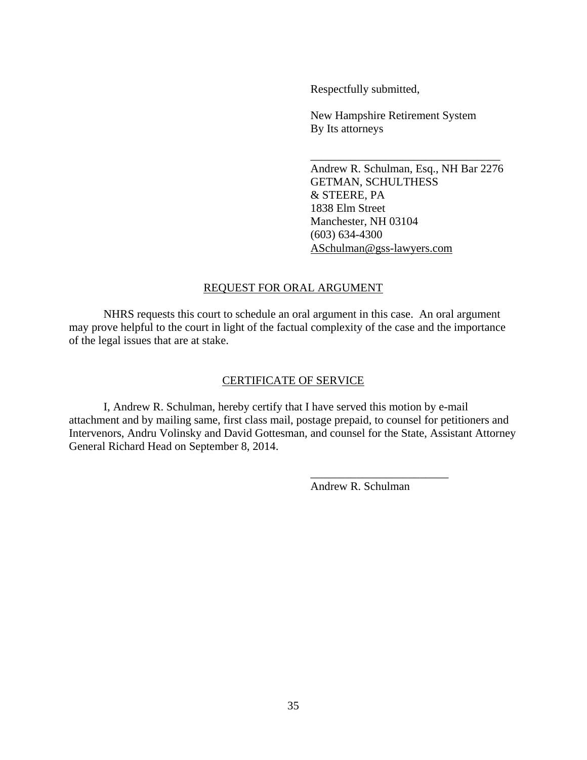Respectfully submitted,

New Hampshire Retirement System
By Its attorneys

________________________________
Andrew R. Schulman, Esq., NH Bar 2276
GETMAN, SCHULTHESS
& STEERE, PA
1838 Elm Street
Manchester, NH 03104
(603) 634-4300
ASchulman@gss-lawyers.com

## REQUEST FOR ORAL ARGUMENT

NHRS requests this court to schedule an oral argument in this case. An oral argument may prove helpful to the court in light of the factual complexity of the case and the importance of the legal issues that are at stake.

## CERTIFICATE OF SERVICE

I, Andrew R. Schulman, hereby certify that I have served this motion by e-mail attachment and by mailing same, first class mail, postage prepaid, to counsel for petitioners and Intervenors, Andru Volinsky and David Gottesman, and counsel for the State, Assistant Attorney General Richard Head on September 8, 2014.

________________________
Andrew R. Schulman